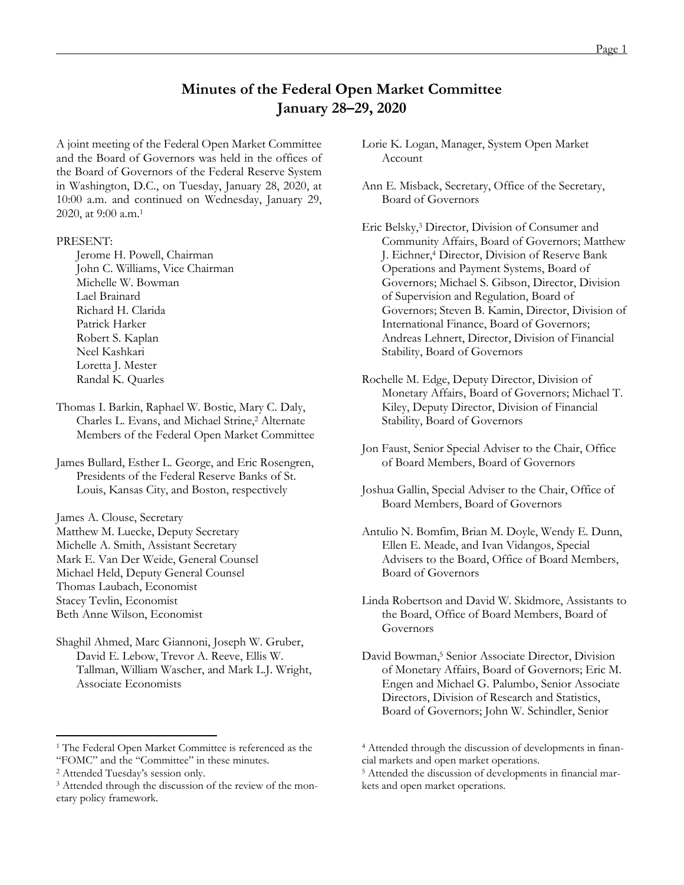# Minutes of the Federal Open Market Committee
## January 28–29, 2020

A joint meeting of the Federal Open Market Committee and the Board of Governors was held in the offices of the Board of Governors of the Federal Reserve System in Washington, D.C., on Tuesday, January 28, 2020, at 10:00 a.m. and continued on Wednesday, January 29, 2020, at 9:00 a.m.[1]

PRESENT:

Jerome H. Powell, Chairman
John C. Williams, Vice Chairman
Michelle W. Bowman
Lael Brainard
Richard H. Clarida
Patrick Harker
Robert S. Kaplan
Neel Kashkari
Loretta J. Mester
Randal K. Quarles

Thomas I. Barkin, Raphael W. Bostic, Mary C. Daly, Charles L. Evans, and Michael Strine,[2] Alternate Members of the Federal Open Market Committee

James Bullard, Esther L. George, and Eric Rosengren, Presidents of the Federal Reserve Banks of St. Louis, Kansas City, and Boston, respectively

James A. Clouse, Secretary
Matthew M. Luecke, Deputy Secretary
Michelle A. Smith, Assistant Secretary
Mark E. Van Der Weide, General Counsel
Michael Held, Deputy General Counsel
Thomas Laubach, Economist
Stacey Tevlin, Economist
Beth Anne Wilson, Economist

Shaghil Ahmed, Marc Giannoni, Joseph W. Gruber, David E. Lebow, Trevor A. Reeve, Ellis W. Tallman, William Wascher, and Mark L.J. Wright, Associate Economists

Lorie K. Logan, Manager, System Open Market Account

Ann E. Misback, Secretary, Office of the Secretary, Board of Governors

Eric Belsky,[3] Director, Division of Consumer and Community Affairs, Board of Governors; Matthew J. Eichner,[4] Director, Division of Reserve Bank Operations and Payment Systems, Board of Governors; Michael S. Gibson, Director, Division of Supervision and Regulation, Board of Governors; Steven B. Kamin, Director, Division of International Finance, Board of Governors; Andreas Lehnert, Director, Division of Financial Stability, Board of Governors

Rochelle M. Edge, Deputy Director, Division of Monetary Affairs, Board of Governors; Michael T. Kiley, Deputy Director, Division of Financial Stability, Board of Governors

Jon Faust, Senior Special Adviser to the Chair, Office of Board Members, Board of Governors

Joshua Gallin, Special Adviser to the Chair, Office of Board Members, Board of Governors

Antulio N. Bomfim, Brian M. Doyle, Wendy E. Dunn, Ellen E. Meade, and Ivan Vidangos, Special Advisers to the Board, Office of Board Members, Board of Governors

Linda Robertson and David W. Skidmore, Assistants to the Board, Office of Board Members, Board of Governors

David Bowman,[5] Senior Associate Director, Division of Monetary Affairs, Board of Governors; Eric M. Engen and Michael G. Palumbo, Senior Associate Directors, Division of Research and Statistics, Board of Governors; John W. Schindler, Senior

---

[1] The Federal Open Market Committee is referenced as the "FOMC" and the "Committee" in these minutes.

[2] Attended Tuesday's session only.

[3] Attended through the discussion of the review of the monetary policy framework.

[4] Attended through the discussion of developments in financial markets and open market operations.

[5] Attended the discussion of developments in financial markets and open market operations.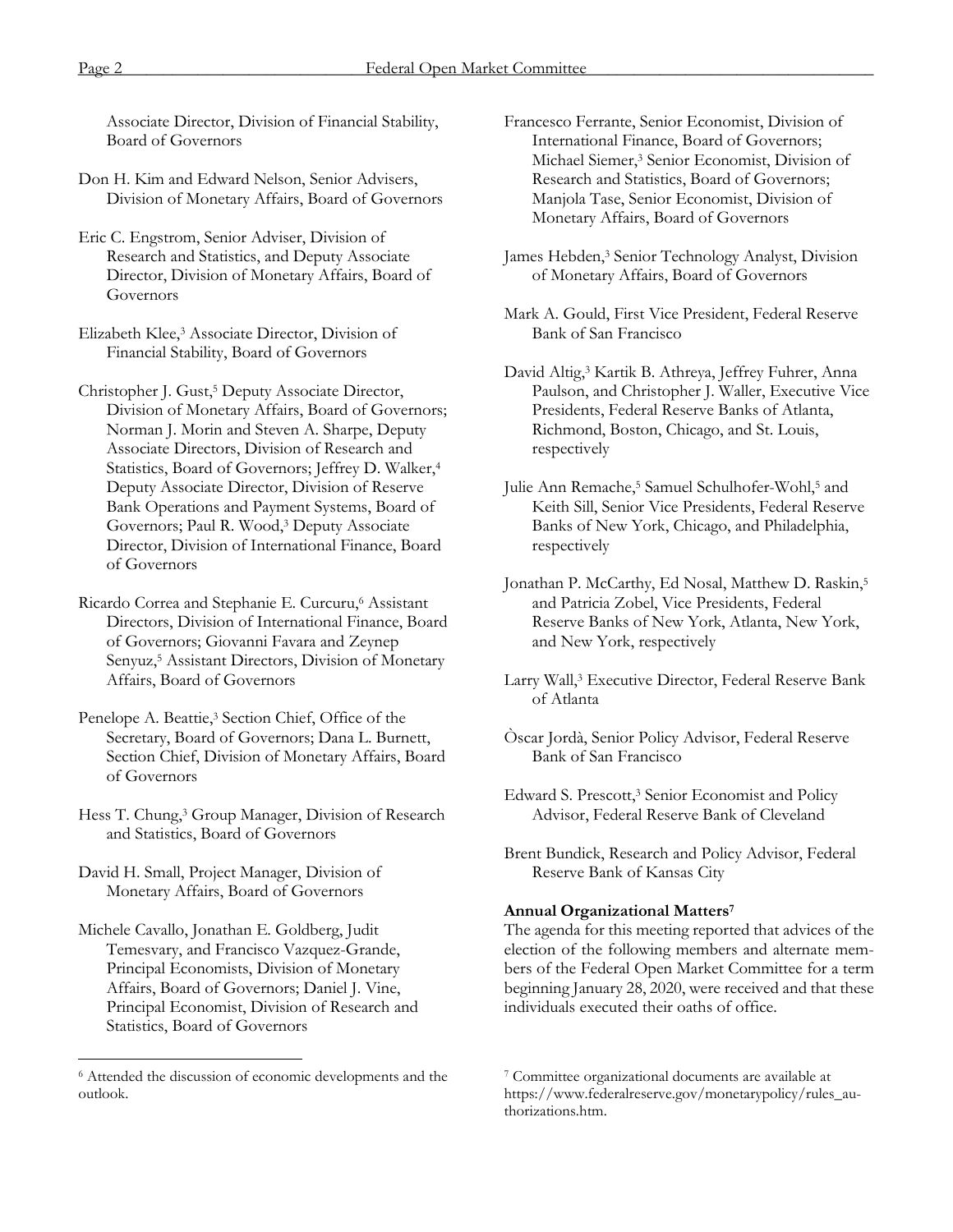Associate Director, Division of Financial Stability, Board of Governors

Don H. Kim and Edward Nelson, Senior Advisers, Division of Monetary Affairs, Board of Governors

Eric C. Engstrom, Senior Adviser, Division of Research and Statistics, and Deputy Associate Director, Division of Monetary Affairs, Board of Governors

Elizabeth Klee,[3] Associate Director, Division of Financial Stability, Board of Governors

Christopher J. Gust,[5] Deputy Associate Director, Division of Monetary Affairs, Board of Governors; Norman J. Morin and Steven A. Sharpe, Deputy Associate Directors, Division of Research and Statistics, Board of Governors; Jeffrey D. Walker,[4] Deputy Associate Director, Division of Reserve Bank Operations and Payment Systems, Board of Governors; Paul R. Wood,[3] Deputy Associate Director, Division of International Finance, Board of Governors

Ricardo Correa and Stephanie E. Curcuru,[6] Assistant Directors, Division of International Finance, Board of Governors; Giovanni Favara and Zeynep Senyuz,[5] Assistant Directors, Division of Monetary Affairs, Board of Governors

Penelope A. Beattie,[3] Section Chief, Office of the Secretary, Board of Governors; Dana L. Burnett, Section Chief, Division of Monetary Affairs, Board of Governors

Hess T. Chung,[3] Group Manager, Division of Research and Statistics, Board of Governors

David H. Small, Project Manager, Division of Monetary Affairs, Board of Governors

Michele Cavallo, Jonathan E. Goldberg, Judit Temesvary, and Francisco Vazquez-Grande, Principal Economists, Division of Monetary Affairs, Board of Governors; Daniel J. Vine, Principal Economist, Division of Research and Statistics, Board of Governors

Francesco Ferrante, Senior Economist, Division of International Finance, Board of Governors; Michael Siemer,[3] Senior Economist, Division of Research and Statistics, Board of Governors; Manjola Tase, Senior Economist, Division of Monetary Affairs, Board of Governors

James Hebden,[3] Senior Technology Analyst, Division of Monetary Affairs, Board of Governors

Mark A. Gould, First Vice President, Federal Reserve Bank of San Francisco

David Altig,[3] Kartik B. Athreya, Jeffrey Fuhrer, Anna Paulson, and Christopher J. Waller, Executive Vice Presidents, Federal Reserve Banks of Atlanta, Richmond, Boston, Chicago, and St. Louis, respectively

Julie Ann Remache,[5] Samuel Schulhofer-Wohl,[5] and Keith Sill, Senior Vice Presidents, Federal Reserve Banks of New York, Chicago, and Philadelphia, respectively

Jonathan P. McCarthy, Ed Nosal, Matthew D. Raskin,[5] and Patricia Zobel, Vice Presidents, Federal Reserve Banks of New York, Atlanta, New York, and New York, respectively

Larry Wall,[3] Executive Director, Federal Reserve Bank of Atlanta

Òscar Jordà, Senior Policy Advisor, Federal Reserve Bank of San Francisco

Edward S. Prescott,[3] Senior Economist and Policy Advisor, Federal Reserve Bank of Cleveland

Brent Bundick, Research and Policy Advisor, Federal Reserve Bank of Kansas City

**Annual Organizational Matters[7]**

The agenda for this meeting reported that advices of the election of the following members and alternate members of the Federal Open Market Committee for a term beginning January 28, 2020, were received and that these individuals executed their oaths of office.

[6] Attended the discussion of economic developments and the outlook.

[7] Committee organizational documents are available at https://www.federalreserve.gov/monetarypolicy/rules_authorizations.htm.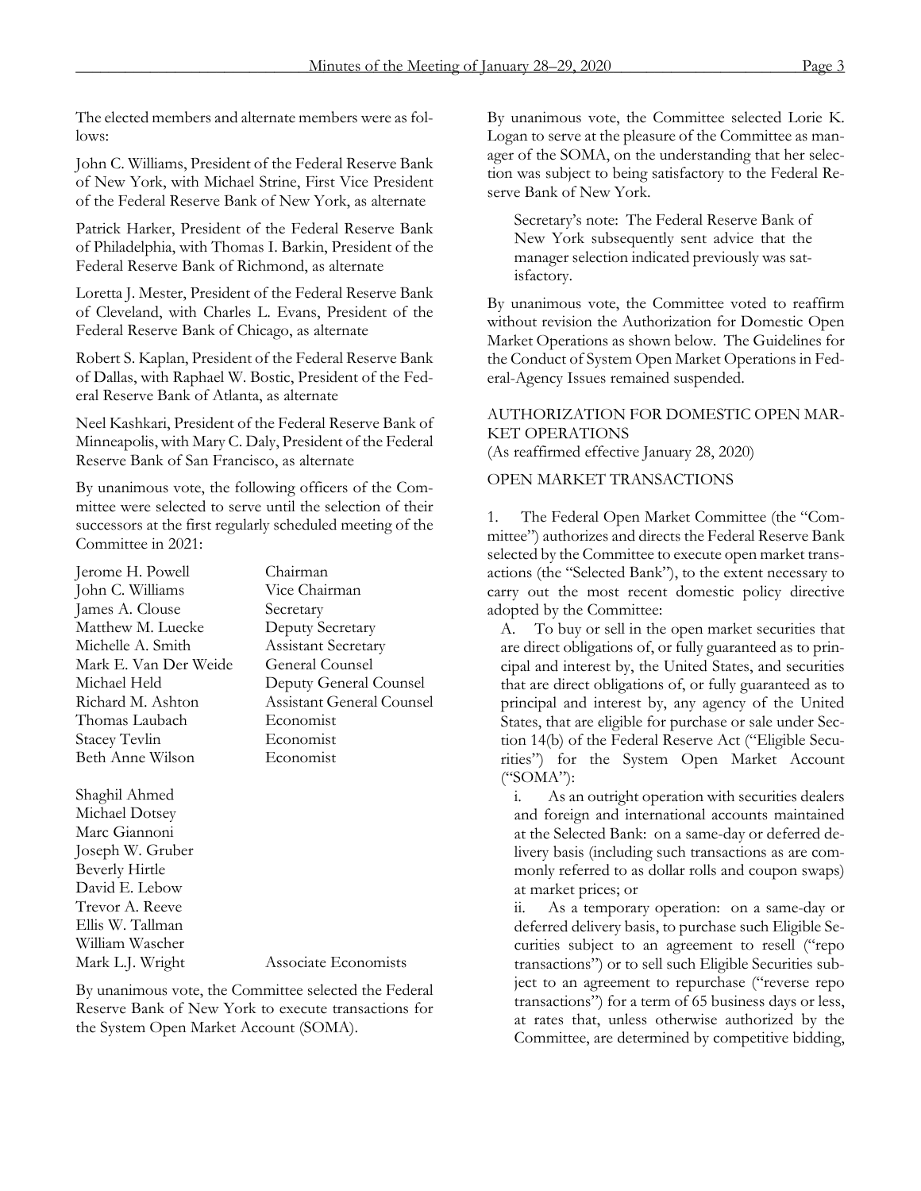The elected members and alternate members were as follows:

John C. Williams, President of the Federal Reserve Bank of New York, with Michael Strine, First Vice President of the Federal Reserve Bank of New York, as alternate

Patrick Harker, President of the Federal Reserve Bank of Philadelphia, with Thomas I. Barkin, President of the Federal Reserve Bank of Richmond, as alternate

Loretta J. Mester, President of the Federal Reserve Bank of Cleveland, with Charles L. Evans, President of the Federal Reserve Bank of Chicago, as alternate

Robert S. Kaplan, President of the Federal Reserve Bank of Dallas, with Raphael W. Bostic, President of the Federal Reserve Bank of Atlanta, as alternate

Neel Kashkari, President of the Federal Reserve Bank of Minneapolis, with Mary C. Daly, President of the Federal Reserve Bank of San Francisco, as alternate

By unanimous vote, the following officers of the Committee were selected to serve until the selection of their successors at the first regularly scheduled meeting of the Committee in 2021:

| | |
|---|---|
| Jerome H. Powell | Chairman |
| John C. Williams | Vice Chairman |
| James A. Clouse | Secretary |
| Matthew M. Luecke | Deputy Secretary |
| Michelle A. Smith | Assistant Secretary |
| Mark E. Van Der Weide | General Counsel |
| Michael Held | Deputy General Counsel |
| Richard M. Ashton | Assistant General Counsel |
| Thomas Laubach | Economist |
| Stacey Tevlin | Economist |
| Beth Anne Wilson | Economist |
| | |
| Shaghil Ahmed | |
| Michael Dotsey | |
| Marc Giannoni | |
| Joseph W. Gruber | |
| Beverly Hirtle | |
| David E. Lebow | |
| Trevor A. Reeve | |
| Ellis W. Tallman | |
| William Wascher | |
| Mark L.J. Wright | Associate Economists |

By unanimous vote, the Committee selected the Federal Reserve Bank of New York to execute transactions for the System Open Market Account (SOMA).

By unanimous vote, the Committee selected Lorie K. Logan to serve at the pleasure of the Committee as manager of the SOMA, on the understanding that her selection was subject to being satisfactory to the Federal Reserve Bank of New York.

> Secretary's note: The Federal Reserve Bank of New York subsequently sent advice that the manager selection indicated previously was satisfactory.

By unanimous vote, the Committee voted to reaffirm without revision the Authorization for Domestic Open Market Operations as shown below. The Guidelines for the Conduct of System Open Market Operations in Federal-Agency Issues remained suspended.

AUTHORIZATION FOR DOMESTIC OPEN MARKET OPERATIONS
(As reaffirmed effective January 28, 2020)

OPEN MARKET TRANSACTIONS

1. The Federal Open Market Committee (the "Committee") authorizes and directs the Federal Reserve Bank selected by the Committee to execute open market transactions (the "Selected Bank"), to the extent necessary to carry out the most recent domestic policy directive adopted by the Committee:

A. To buy or sell in the open market securities that are direct obligations of, or fully guaranteed as to principal and interest by, the United States, and securities that are direct obligations of, or fully guaranteed as to principal and interest by, any agency of the United States, that are eligible for purchase or sale under Section 14(b) of the Federal Reserve Act ("Eligible Securities") for the System Open Market Account ("SOMA"):

i. As an outright operation with securities dealers and foreign and international accounts maintained at the Selected Bank: on a same-day or deferred delivery basis (including such transactions as are commonly referred to as dollar rolls and coupon swaps) at market prices; or

ii. As a temporary operation: on a same-day or deferred delivery basis, to purchase such Eligible Securities subject to an agreement to resell ("repo transactions") or to sell such Eligible Securities subject to an agreement to repurchase ("reverse repo transactions") for a term of 65 business days or less, at rates that, unless otherwise authorized by the Committee, are determined by competitive bidding,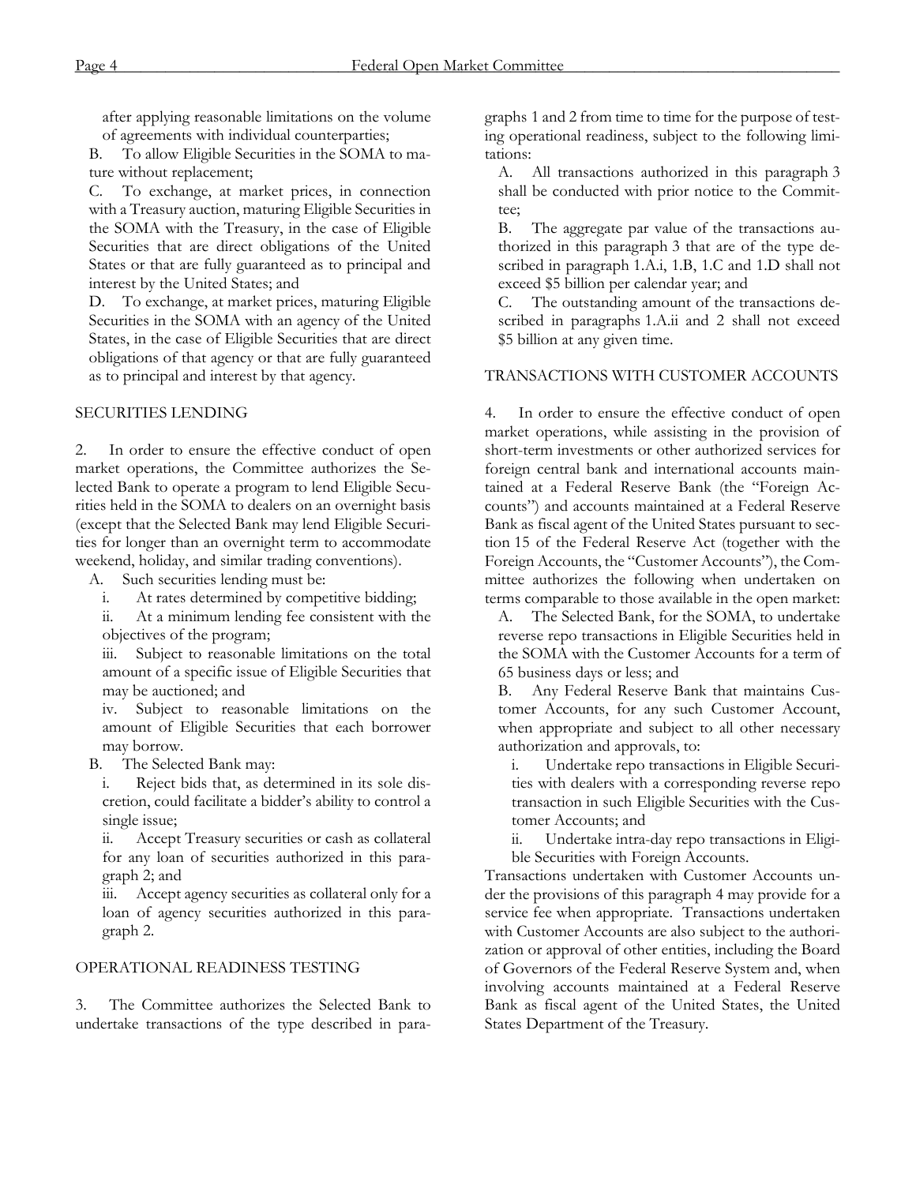after applying reasonable limitations on the volume of agreements with individual counterparties;

B. To allow Eligible Securities in the SOMA to mature without replacement;

C. To exchange, at market prices, in connection with a Treasury auction, maturing Eligible Securities in the SOMA with the Treasury, in the case of Eligible Securities that are direct obligations of the United States or that are fully guaranteed as to principal and interest by the United States; and

D. To exchange, at market prices, maturing Eligible Securities in the SOMA with an agency of the United States, in the case of Eligible Securities that are direct obligations of that agency or that are fully guaranteed as to principal and interest by that agency.

SECURITIES LENDING

2. In order to ensure the effective conduct of open market operations, the Committee authorizes the Selected Bank to operate a program to lend Eligible Securities held in the SOMA to dealers on an overnight basis (except that the Selected Bank may lend Eligible Securities for longer than an overnight term to accommodate weekend, holiday, and similar trading conventions).

A. Such securities lending must be:

i. At rates determined by competitive bidding;

ii. At a minimum lending fee consistent with the objectives of the program;

iii. Subject to reasonable limitations on the total amount of a specific issue of Eligible Securities that may be auctioned; and

iv. Subject to reasonable limitations on the amount of Eligible Securities that each borrower may borrow.

B. The Selected Bank may:

i. Reject bids that, as determined in its sole discretion, could facilitate a bidder's ability to control a single issue;

ii. Accept Treasury securities or cash as collateral for any loan of securities authorized in this paragraph 2; and

iii. Accept agency securities as collateral only for a loan of agency securities authorized in this paragraph 2.

OPERATIONAL READINESS TESTING

3. The Committee authorizes the Selected Bank to undertake transactions of the type described in paragraphs 1 and 2 from time to time for the purpose of testing operational readiness, subject to the following limitations:

A. All transactions authorized in this paragraph 3 shall be conducted with prior notice to the Committee;

B. The aggregate par value of the transactions authorized in this paragraph 3 that are of the type described in paragraph 1.A.i, 1.B, 1.C and 1.D shall not exceed \$5 billion per calendar year; and

C. The outstanding amount of the transactions described in paragraphs 1.A.ii and 2 shall not exceed \$5 billion at any given time.

TRANSACTIONS WITH CUSTOMER ACCOUNTS

4. In order to ensure the effective conduct of open market operations, while assisting in the provision of short-term investments or other authorized services for foreign central bank and international accounts maintained at a Federal Reserve Bank (the "Foreign Accounts") and accounts maintained at a Federal Reserve Bank as fiscal agent of the United States pursuant to section 15 of the Federal Reserve Act (together with the Foreign Accounts, the "Customer Accounts"), the Committee authorizes the following when undertaken on terms comparable to those available in the open market:

A. The Selected Bank, for the SOMA, to undertake reverse repo transactions in Eligible Securities held in the SOMA with the Customer Accounts for a term of 65 business days or less; and

B. Any Federal Reserve Bank that maintains Customer Accounts, for any such Customer Account, when appropriate and subject to all other necessary authorization and approvals, to:

i. Undertake repo transactions in Eligible Securities with dealers with a corresponding reverse repo transaction in such Eligible Securities with the Customer Accounts; and

ii. Undertake intra-day repo transactions in Eligible Securities with Foreign Accounts.

Transactions undertaken with Customer Accounts under the provisions of this paragraph 4 may provide for a service fee when appropriate. Transactions undertaken with Customer Accounts are also subject to the authorization or approval of other entities, including the Board of Governors of the Federal Reserve System and, when involving accounts maintained at a Federal Reserve Bank as fiscal agent of the United States, the United States Department of the Treasury.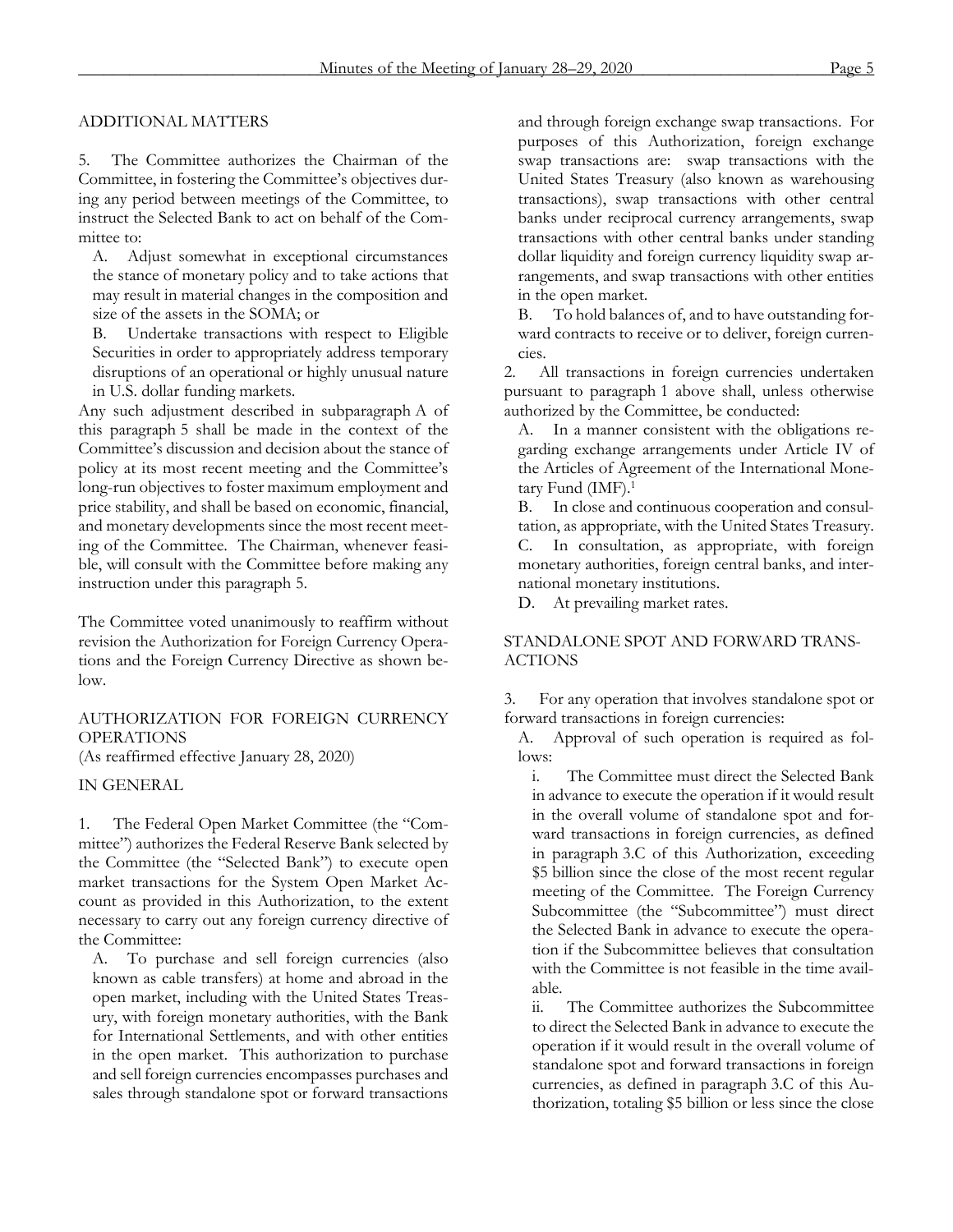ADDITIONAL MATTERS

5. The Committee authorizes the Chairman of the Committee, in fostering the Committee's objectives during any period between meetings of the Committee, to instruct the Selected Bank to act on behalf of the Committee to:

A. Adjust somewhat in exceptional circumstances the stance of monetary policy and to take actions that may result in material changes in the composition and size of the assets in the SOMA; or

B. Undertake transactions with respect to Eligible Securities in order to appropriately address temporary disruptions of an operational or highly unusual nature in U.S. dollar funding markets.

Any such adjustment described in subparagraph A of this paragraph 5 shall be made in the context of the Committee's discussion and decision about the stance of policy at its most recent meeting and the Committee's long-run objectives to foster maximum employment and price stability, and shall be based on economic, financial, and monetary developments since the most recent meeting of the Committee. The Chairman, whenever feasible, will consult with the Committee before making any instruction under this paragraph 5.

The Committee voted unanimously to reaffirm without revision the Authorization for Foreign Currency Operations and the Foreign Currency Directive as shown below.

AUTHORIZATION FOR FOREIGN CURRENCY OPERATIONS
(As reaffirmed effective January 28, 2020)

IN GENERAL

1. The Federal Open Market Committee (the "Committee") authorizes the Federal Reserve Bank selected by the Committee (the "Selected Bank") to execute open market transactions for the System Open Market Account as provided in this Authorization, to the extent necessary to carry out any foreign currency directive of the Committee:

A. To purchase and sell foreign currencies (also known as cable transfers) at home and abroad in the open market, including with the United States Treasury, with foreign monetary authorities, with the Bank for International Settlements, and with other entities in the open market. This authorization to purchase and sell foreign currencies encompasses purchases and sales through standalone spot or forward transactions and through foreign exchange swap transactions. For purposes of this Authorization, foreign exchange swap transactions are: swap transactions with the United States Treasury (also known as warehousing transactions), swap transactions with other central banks under reciprocal currency arrangements, swap transactions with other central banks under standing dollar liquidity and foreign currency liquidity swap arrangements, and swap transactions with other entities in the open market.

B. To hold balances of, and to have outstanding forward contracts to receive or to deliver, foreign currencies.

2. All transactions in foreign currencies undertaken pursuant to paragraph 1 above shall, unless otherwise authorized by the Committee, be conducted:

A. In a manner consistent with the obligations regarding exchange arrangements under Article IV of the Articles of Agreement of the International Monetary Fund (IMF).[1]

B. In close and continuous cooperation and consultation, as appropriate, with the United States Treasury.

C. In consultation, as appropriate, with foreign monetary authorities, foreign central banks, and international monetary institutions.

D. At prevailing market rates.

STANDALONE SPOT AND FORWARD TRANSACTIONS

3. For any operation that involves standalone spot or forward transactions in foreign currencies:

A. Approval of such operation is required as follows:

i. The Committee must direct the Selected Bank in advance to execute the operation if it would result in the overall volume of standalone spot and forward transactions in foreign currencies, as defined in paragraph 3.C of this Authorization, exceeding \$5 billion since the close of the most recent regular meeting of the Committee. The Foreign Currency Subcommittee (the "Subcommittee") must direct the Selected Bank in advance to execute the operation if the Subcommittee believes that consultation with the Committee is not feasible in the time available.

ii. The Committee authorizes the Subcommittee to direct the Selected Bank in advance to execute the operation if it would result in the overall volume of standalone spot and forward transactions in foreign currencies, as defined in paragraph 3.C of this Authorization, totaling \$5 billion or less since the close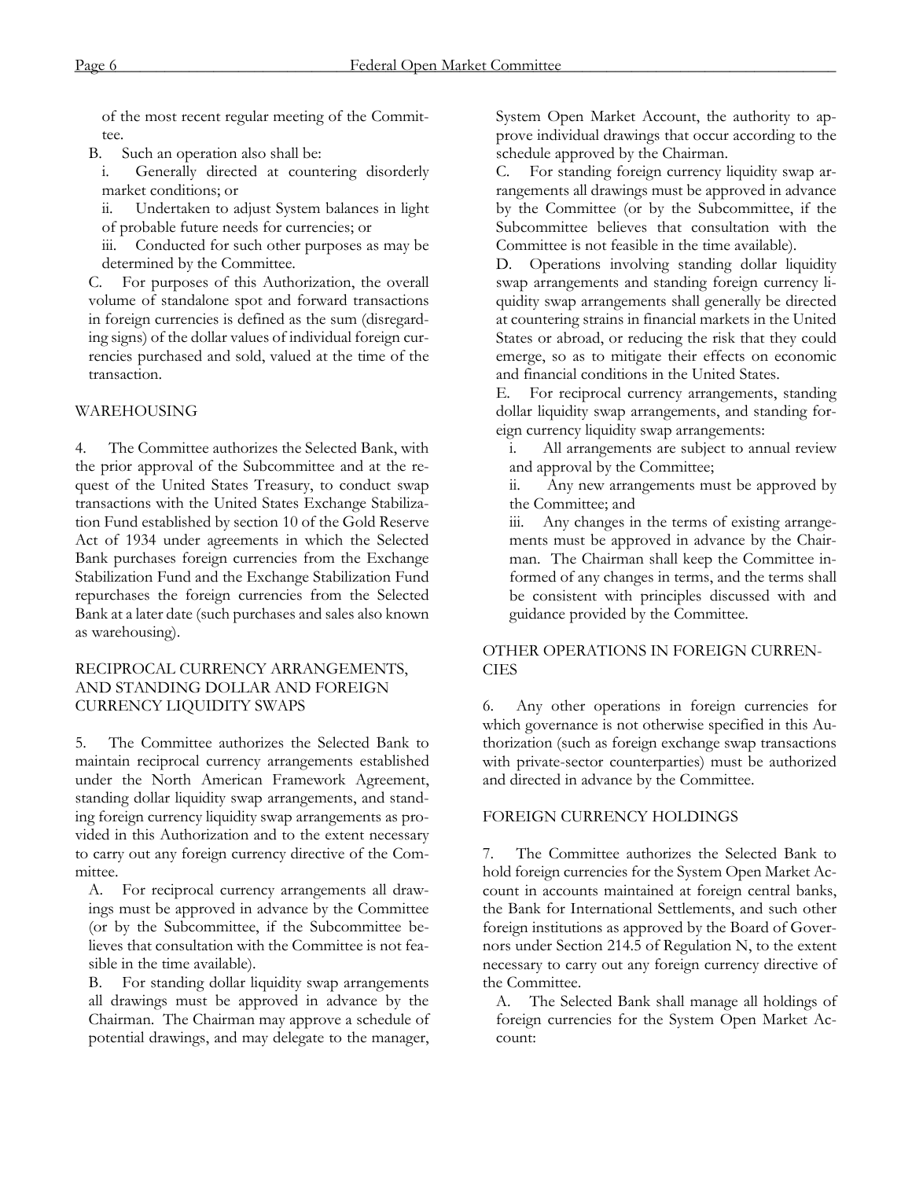of the most recent regular meeting of the Committee.

B. Such an operation also shall be:

i. Generally directed at countering disorderly market conditions; or

ii. Undertaken to adjust System balances in light of probable future needs for currencies; or

iii. Conducted for such other purposes as may be determined by the Committee.

C. For purposes of this Authorization, the overall volume of standalone spot and forward transactions in foreign currencies is defined as the sum (disregarding signs) of the dollar values of individual foreign currencies purchased and sold, valued at the time of the transaction.

WAREHOUSING

4. The Committee authorizes the Selected Bank, with the prior approval of the Subcommittee and at the request of the United States Treasury, to conduct swap transactions with the United States Exchange Stabilization Fund established by section 10 of the Gold Reserve Act of 1934 under agreements in which the Selected Bank purchases foreign currencies from the Exchange Stabilization Fund and the Exchange Stabilization Fund repurchases the foreign currencies from the Selected Bank at a later date (such purchases and sales also known as warehousing).

RECIPROCAL CURRENCY ARRANGEMENTS, AND STANDING DOLLAR AND FOREIGN CURRENCY LIQUIDITY SWAPS

5. The Committee authorizes the Selected Bank to maintain reciprocal currency arrangements established under the North American Framework Agreement, standing dollar liquidity swap arrangements, and standing foreign currency liquidity swap arrangements as provided in this Authorization and to the extent necessary to carry out any foreign currency directive of the Committee.

A. For reciprocal currency arrangements all drawings must be approved in advance by the Committee (or by the Subcommittee, if the Subcommittee believes that consultation with the Committee is not feasible in the time available).

B. For standing dollar liquidity swap arrangements all drawings must be approved in advance by the Chairman. The Chairman may approve a schedule of potential drawings, and may delegate to the manager, System Open Market Account, the authority to approve individual drawings that occur according to the schedule approved by the Chairman.

C. For standing foreign currency liquidity swap arrangements all drawings must be approved in advance by the Committee (or by the Subcommittee, if the Subcommittee believes that consultation with the Committee is not feasible in the time available).

D. Operations involving standing dollar liquidity swap arrangements and standing foreign currency liquidity swap arrangements shall generally be directed at countering strains in financial markets in the United States or abroad, or reducing the risk that they could emerge, so as to mitigate their effects on economic and financial conditions in the United States.

E. For reciprocal currency arrangements, standing dollar liquidity swap arrangements, and standing foreign currency liquidity swap arrangements:

i. All arrangements are subject to annual review and approval by the Committee;

ii. Any new arrangements must be approved by the Committee; and

iii. Any changes in the terms of existing arrangements must be approved in advance by the Chairman. The Chairman shall keep the Committee informed of any changes in terms, and the terms shall be consistent with principles discussed with and guidance provided by the Committee.

OTHER OPERATIONS IN FOREIGN CURRENCIES

6. Any other operations in foreign currencies for which governance is not otherwise specified in this Authorization (such as foreign exchange swap transactions with private-sector counterparties) must be authorized and directed in advance by the Committee.

FOREIGN CURRENCY HOLDINGS

7. The Committee authorizes the Selected Bank to hold foreign currencies for the System Open Market Account in accounts maintained at foreign central banks, the Bank for International Settlements, and such other foreign institutions as approved by the Board of Governors under Section 214.5 of Regulation N, to the extent necessary to carry out any foreign currency directive of the Committee.

A. The Selected Bank shall manage all holdings of foreign currencies for the System Open Market Account: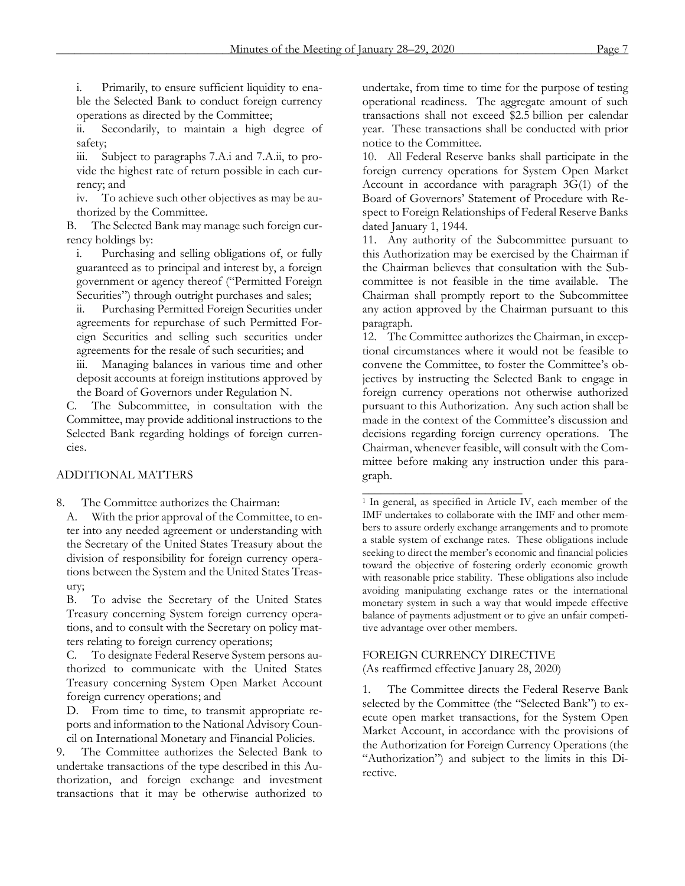i. Primarily, to ensure sufficient liquidity to enable the Selected Bank to conduct foreign currency operations as directed by the Committee;

ii. Secondarily, to maintain a high degree of safety;

iii. Subject to paragraphs 7.A.i and 7.A.ii, to provide the highest rate of return possible in each currency; and

iv. To achieve such other objectives as may be authorized by the Committee.

B. The Selected Bank may manage such foreign currency holdings by:

i. Purchasing and selling obligations of, or fully guaranteed as to principal and interest by, a foreign government or agency thereof ("Permitted Foreign Securities") through outright purchases and sales;

ii. Purchasing Permitted Foreign Securities under agreements for repurchase of such Permitted Foreign Securities and selling such securities under agreements for the resale of such securities; and

iii. Managing balances in various time and other deposit accounts at foreign institutions approved by the Board of Governors under Regulation N.

C. The Subcommittee, in consultation with the Committee, may provide additional instructions to the Selected Bank regarding holdings of foreign currencies.

## ADDITIONAL MATTERS

8. The Committee authorizes the Chairman:

A. With the prior approval of the Committee, to enter into any needed agreement or understanding with the Secretary of the United States Treasury about the division of responsibility for foreign currency operations between the System and the United States Treasury;

B. To advise the Secretary of the United States Treasury concerning System foreign currency operations, and to consult with the Secretary on policy matters relating to foreign currency operations;

C. To designate Federal Reserve System persons authorized to communicate with the United States Treasury concerning System Open Market Account foreign currency operations; and

D. From time to time, to transmit appropriate reports and information to the National Advisory Council on International Monetary and Financial Policies.

9. The Committee authorizes the Selected Bank to undertake transactions of the type described in this Authorization, and foreign exchange and investment transactions that it may be otherwise authorized to undertake, from time to time for the purpose of testing operational readiness. The aggregate amount of such transactions shall not exceed $2.5 billion per calendar year. These transactions shall be conducted with prior notice to the Committee.

10. All Federal Reserve banks shall participate in the foreign currency operations for System Open Market Account in accordance with paragraph 3G(1) of the Board of Governors' Statement of Procedure with Respect to Foreign Relationships of Federal Reserve Banks dated January 1, 1944.

11. Any authority of the Subcommittee pursuant to this Authorization may be exercised by the Chairman if the Chairman believes that consultation with the Subcommittee is not feasible in the time available. The Chairman shall promptly report to the Subcommittee any action approved by the Chairman pursuant to this paragraph.

12. The Committee authorizes the Chairman, in exceptional circumstances where it would not be feasible to convene the Committee, to foster the Committee's objectives by instructing the Selected Bank to engage in foreign currency operations not otherwise authorized pursuant to this Authorization. Any such action shall be made in the context of the Committee's discussion and decisions regarding foreign currency operations. The Chairman, whenever feasible, will consult with the Committee before making any instruction under this paragraph.

---

[1] In general, as specified in Article IV, each member of the IMF undertakes to collaborate with the IMF and other members to assure orderly exchange arrangements and to promote a stable system of exchange rates. These obligations include seeking to direct the member's economic and financial policies toward the objective of fostering orderly economic growth with reasonable price stability. These obligations also include avoiding manipulating exchange rates or the international monetary system in such a way that would impede effective balance of payments adjustment or to give an unfair competitive advantage over other members.

## FOREIGN CURRENCY DIRECTIVE
(As reaffirmed effective January 28, 2020)

1. The Committee directs the Federal Reserve Bank selected by the Committee (the "Selected Bank") to execute open market transactions, for the System Open Market Account, in accordance with the provisions of the Authorization for Foreign Currency Operations (the "Authorization") and subject to the limits in this Directive.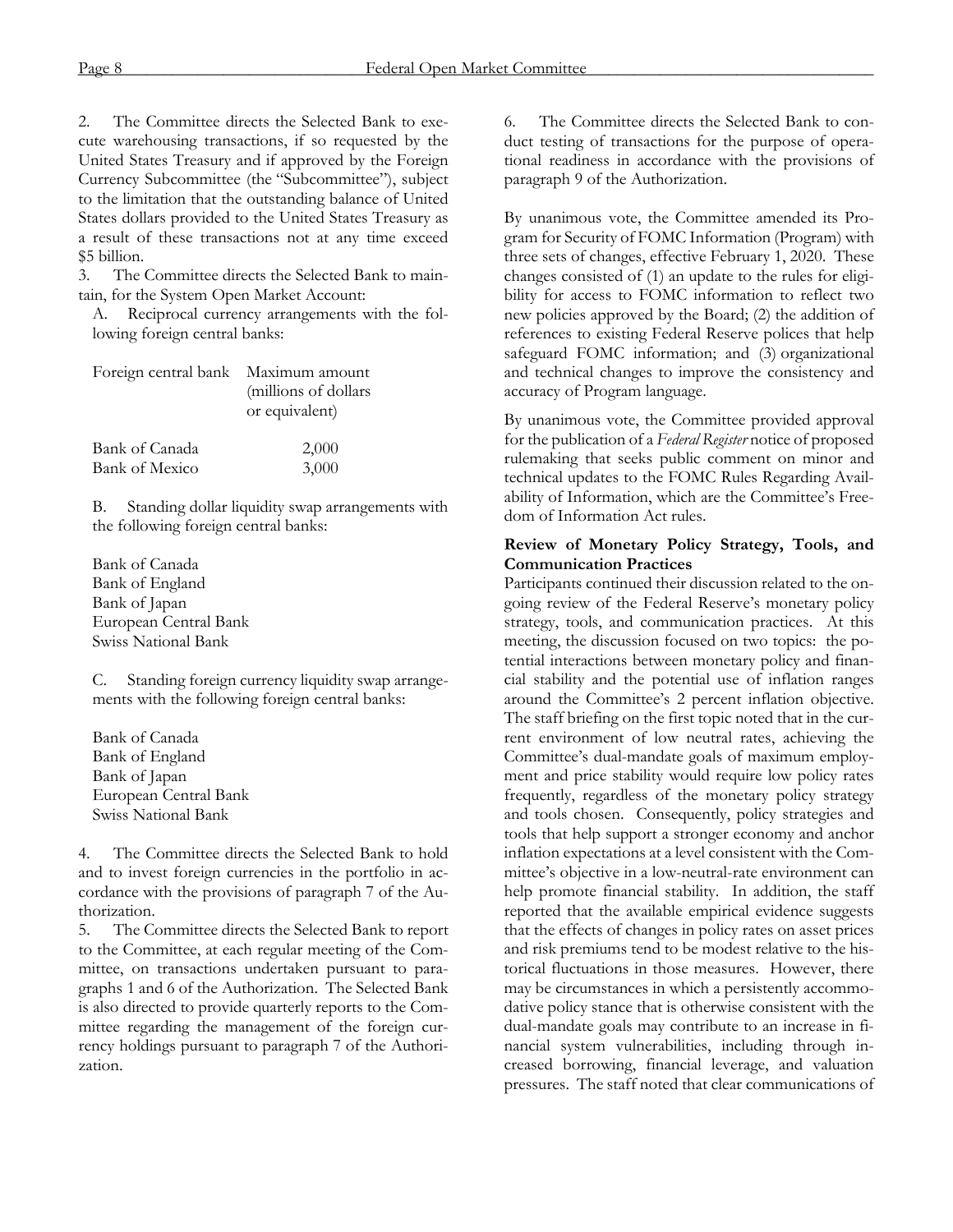2. The Committee directs the Selected Bank to execute warehousing transactions, if so requested by the United States Treasury and if approved by the Foreign Currency Subcommittee (the "Subcommittee"), subject to the limitation that the outstanding balance of United States dollars provided to the United States Treasury as a result of these transactions not at any time exceed \$5 billion.

3. The Committee directs the Selected Bank to maintain, for the System Open Market Account:

A. Reciprocal currency arrangements with the following foreign central banks:

| Foreign central bank | Maximum amount (millions of dollars or equivalent) |
|---|---|
| Bank of Canada | 2,000 |
| Bank of Mexico | 3,000 |

B. Standing dollar liquidity swap arrangements with the following foreign central banks:

Bank of Canada
Bank of England
Bank of Japan
European Central Bank
Swiss National Bank

C. Standing foreign currency liquidity swap arrangements with the following foreign central banks:

Bank of Canada
Bank of England
Bank of Japan
European Central Bank
Swiss National Bank

4. The Committee directs the Selected Bank to hold and to invest foreign currencies in the portfolio in accordance with the provisions of paragraph 7 of the Authorization.

5. The Committee directs the Selected Bank to report to the Committee, at each regular meeting of the Committee, on transactions undertaken pursuant to paragraphs 1 and 6 of the Authorization. The Selected Bank is also directed to provide quarterly reports to the Committee regarding the management of the foreign currency holdings pursuant to paragraph 7 of the Authorization.

6. The Committee directs the Selected Bank to conduct testing of transactions for the purpose of operational readiness in accordance with the provisions of paragraph 9 of the Authorization.

By unanimous vote, the Committee amended its Program for Security of FOMC Information (Program) with three sets of changes, effective February 1, 2020. These changes consisted of (1) an update to the rules for eligibility for access to FOMC information to reflect two new policies approved by the Board; (2) the addition of references to existing Federal Reserve polices that help safeguard FOMC information; and (3) organizational and technical changes to improve the consistency and accuracy of Program language.

By unanimous vote, the Committee provided approval for the publication of a *Federal Register* notice of proposed rulemaking that seeks public comment on minor and technical updates to the FOMC Rules Regarding Availability of Information, which are the Committee's Freedom of Information Act rules.

**Review of Monetary Policy Strategy, Tools, and Communication Practices**

Participants continued their discussion related to the ongoing review of the Federal Reserve's monetary policy strategy, tools, and communication practices. At this meeting, the discussion focused on two topics: the potential interactions between monetary policy and financial stability and the potential use of inflation ranges around the Committee's 2 percent inflation objective. The staff briefing on the first topic noted that in the current environment of low neutral rates, achieving the Committee's dual-mandate goals of maximum employment and price stability would require low policy rates frequently, regardless of the monetary policy strategy and tools chosen. Consequently, policy strategies and tools that help support a stronger economy and anchor inflation expectations at a level consistent with the Committee's objective in a low-neutral-rate environment can help promote financial stability. In addition, the staff reported that the available empirical evidence suggests that the effects of changes in policy rates on asset prices and risk premiums tend to be modest relative to the historical fluctuations in those measures. However, there may be circumstances in which a persistently accommodative policy stance that is otherwise consistent with the dual-mandate goals may contribute to an increase in financial system vulnerabilities, including through increased borrowing, financial leverage, and valuation pressures. The staff noted that clear communications of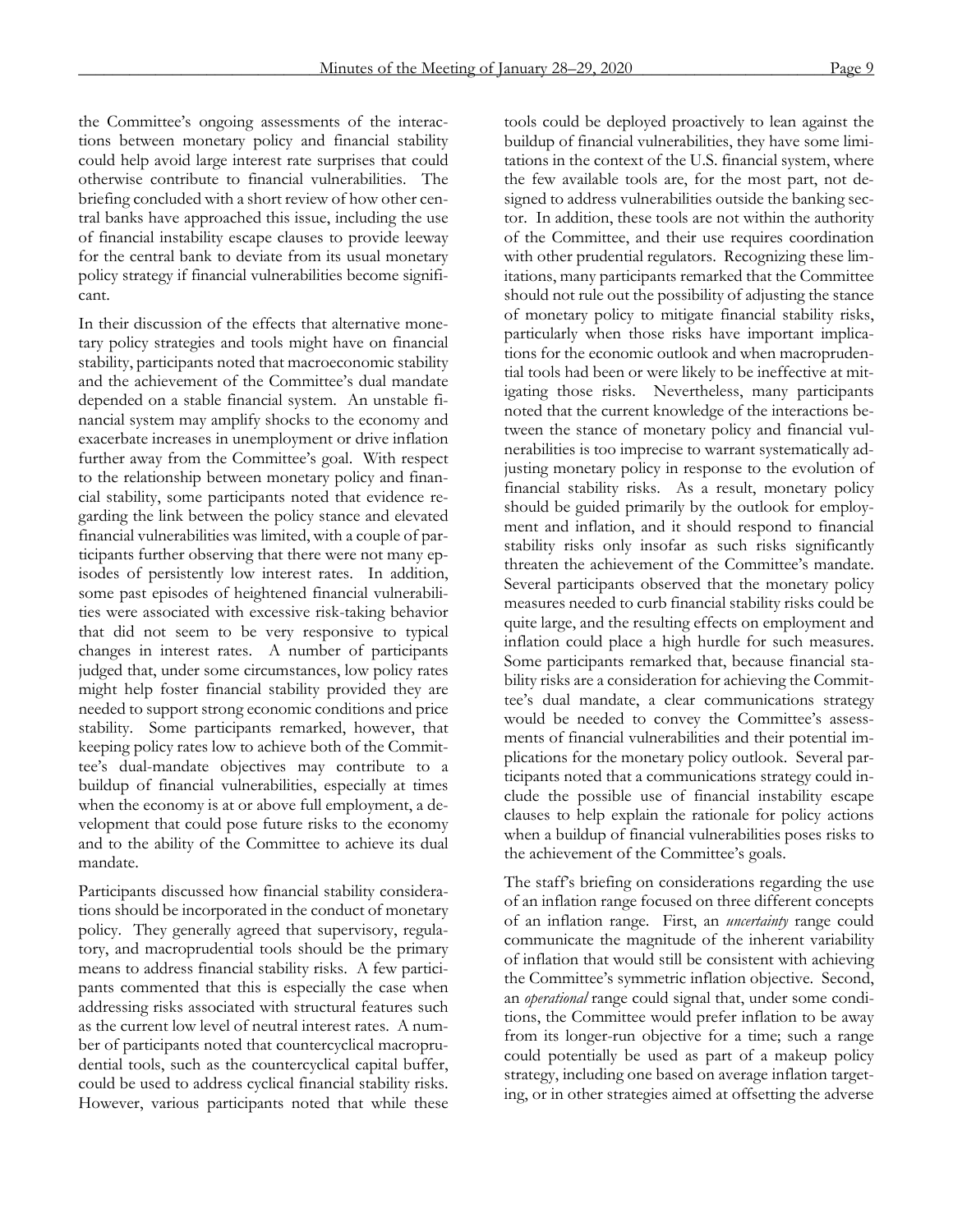the Committee's ongoing assessments of the interactions between monetary policy and financial stability could help avoid large interest rate surprises that could otherwise contribute to financial vulnerabilities. The briefing concluded with a short review of how other central banks have approached this issue, including the use of financial instability escape clauses to provide leeway for the central bank to deviate from its usual monetary policy strategy if financial vulnerabilities become significant.

In their discussion of the effects that alternative monetary policy strategies and tools might have on financial stability, participants noted that macroeconomic stability and the achievement of the Committee's dual mandate depended on a stable financial system. An unstable financial system may amplify shocks to the economy and exacerbate increases in unemployment or drive inflation further away from the Committee's goal. With respect to the relationship between monetary policy and financial stability, some participants noted that evidence regarding the link between the policy stance and elevated financial vulnerabilities was limited, with a couple of participants further observing that there were not many episodes of persistently low interest rates. In addition, some past episodes of heightened financial vulnerabilities were associated with excessive risk-taking behavior that did not seem to be very responsive to typical changes in interest rates. A number of participants judged that, under some circumstances, low policy rates might help foster financial stability provided they are needed to support strong economic conditions and price stability. Some participants remarked, however, that keeping policy rates low to achieve both of the Committee's dual-mandate objectives may contribute to a buildup of financial vulnerabilities, especially at times when the economy is at or above full employment, a development that could pose future risks to the economy and to the ability of the Committee to achieve its dual mandate.

Participants discussed how financial stability considerations should be incorporated in the conduct of monetary policy. They generally agreed that supervisory, regulatory, and macroprudential tools should be the primary means to address financial stability risks. A few participants commented that this is especially the case when addressing risks associated with structural features such as the current low level of neutral interest rates. A number of participants noted that countercyclical macroprudential tools, such as the countercyclical capital buffer, could be used to address cyclical financial stability risks. However, various participants noted that while these tools could be deployed proactively to lean against the buildup of financial vulnerabilities, they have some limitations in the context of the U.S. financial system, where the few available tools are, for the most part, not designed to address vulnerabilities outside the banking sector. In addition, these tools are not within the authority of the Committee, and their use requires coordination with other prudential regulators. Recognizing these limitations, many participants remarked that the Committee should not rule out the possibility of adjusting the stance of monetary policy to mitigate financial stability risks, particularly when those risks have important implications for the economic outlook and when macroprudential tools had been or were likely to be ineffective at mitigating those risks. Nevertheless, many participants noted that the current knowledge of the interactions between the stance of monetary policy and financial vulnerabilities is too imprecise to warrant systematically adjusting monetary policy in response to the evolution of financial stability risks. As a result, monetary policy should be guided primarily by the outlook for employment and inflation, and it should respond to financial stability risks only insofar as such risks significantly threaten the achievement of the Committee's mandate. Several participants observed that the monetary policy measures needed to curb financial stability risks could be quite large, and the resulting effects on employment and inflation could place a high hurdle for such measures. Some participants remarked that, because financial stability risks are a consideration for achieving the Committee's dual mandate, a clear communications strategy would be needed to convey the Committee's assessments of financial vulnerabilities and their potential implications for the monetary policy outlook. Several participants noted that a communications strategy could include the possible use of financial instability escape clauses to help explain the rationale for policy actions when a buildup of financial vulnerabilities poses risks to the achievement of the Committee's goals.

The staff's briefing on considerations regarding the use of an inflation range focused on three different concepts of an inflation range. First, an *uncertainty* range could communicate the magnitude of the inherent variability of inflation that would still be consistent with achieving the Committee's symmetric inflation objective. Second, an *operational* range could signal that, under some conditions, the Committee would prefer inflation to be away from its longer-run objective for a time; such a range could potentially be used as part of a makeup policy strategy, including one based on average inflation targeting, or in other strategies aimed at offsetting the adverse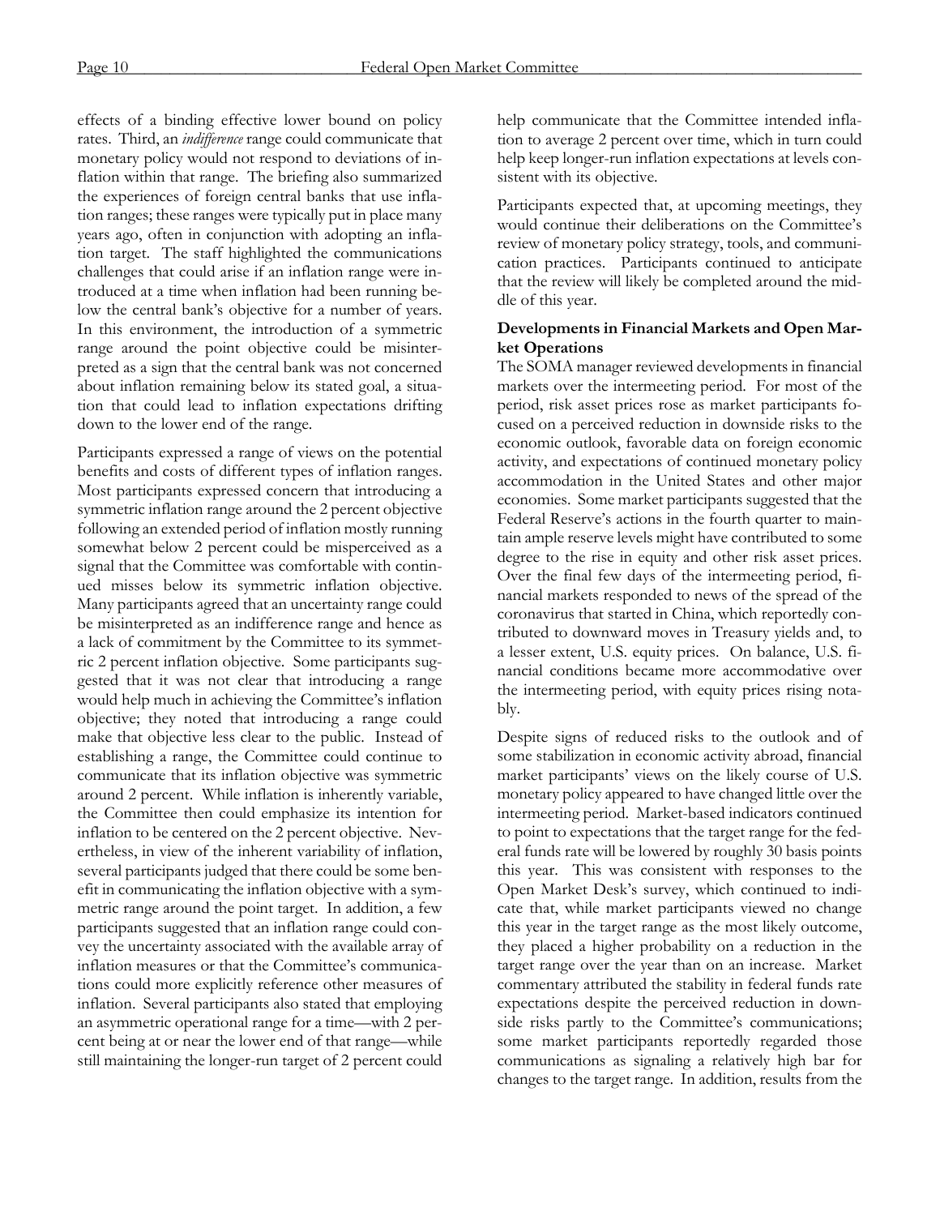effects of a binding effective lower bound on policy rates. Third, an *indifference* range could communicate that monetary policy would not respond to deviations of inflation within that range. The briefing also summarized the experiences of foreign central banks that use inflation ranges; these ranges were typically put in place many years ago, often in conjunction with adopting an inflation target. The staff highlighted the communications challenges that could arise if an inflation range were introduced at a time when inflation had been running below the central bank's objective for a number of years. In this environment, the introduction of a symmetric range around the point objective could be misinterpreted as a sign that the central bank was not concerned about inflation remaining below its stated goal, a situation that could lead to inflation expectations drifting down to the lower end of the range.

Participants expressed a range of views on the potential benefits and costs of different types of inflation ranges. Most participants expressed concern that introducing a symmetric inflation range around the 2 percent objective following an extended period of inflation mostly running somewhat below 2 percent could be misperceived as a signal that the Committee was comfortable with continued misses below its symmetric inflation objective. Many participants agreed that an uncertainty range could be misinterpreted as an indifference range and hence as a lack of commitment by the Committee to its symmetric 2 percent inflation objective. Some participants suggested that it was not clear that introducing a range would help much in achieving the Committee's inflation objective; they noted that introducing a range could make that objective less clear to the public. Instead of establishing a range, the Committee could continue to communicate that its inflation objective was symmetric around 2 percent. While inflation is inherently variable, the Committee then could emphasize its intention for inflation to be centered on the 2 percent objective. Nevertheless, in view of the inherent variability of inflation, several participants judged that there could be some benefit in communicating the inflation objective with a symmetric range around the point target. In addition, a few participants suggested that an inflation range could convey the uncertainty associated with the available array of inflation measures or that the Committee's communications could more explicitly reference other measures of inflation. Several participants also stated that employing an asymmetric operational range for a time—with 2 percent being at or near the lower end of that range—while still maintaining the longer-run target of 2 percent could help communicate that the Committee intended inflation to average 2 percent over time, which in turn could help keep longer-run inflation expectations at levels consistent with its objective.

Participants expected that, at upcoming meetings, they would continue their deliberations on the Committee's review of monetary policy strategy, tools, and communication practices. Participants continued to anticipate that the review will likely be completed around the middle of this year.

**Developments in Financial Markets and Open Market Operations**

The SOMA manager reviewed developments in financial markets over the intermeeting period. For most of the period, risk asset prices rose as market participants focused on a perceived reduction in downside risks to the economic outlook, favorable data on foreign economic activity, and expectations of continued monetary policy accommodation in the United States and other major economies. Some market participants suggested that the Federal Reserve's actions in the fourth quarter to maintain ample reserve levels might have contributed to some degree to the rise in equity and other risk asset prices. Over the final few days of the intermeeting period, financial markets responded to news of the spread of the coronavirus that started in China, which reportedly contributed to downward moves in Treasury yields and, to a lesser extent, U.S. equity prices. On balance, U.S. financial conditions became more accommodative over the intermeeting period, with equity prices rising notably.

Despite signs of reduced risks to the outlook and of some stabilization in economic activity abroad, financial market participants' views on the likely course of U.S. monetary policy appeared to have changed little over the intermeeting period. Market-based indicators continued to point to expectations that the target range for the federal funds rate will be lowered by roughly 30 basis points this year. This was consistent with responses to the Open Market Desk's survey, which continued to indicate that, while market participants viewed no change this year in the target range as the most likely outcome, they placed a higher probability on a reduction in the target range over the year than on an increase. Market commentary attributed the stability in federal funds rate expectations despite the perceived reduction in downside risks partly to the Committee's communications; some market participants reportedly regarded those communications as signaling a relatively high bar for changes to the target range. In addition, results from the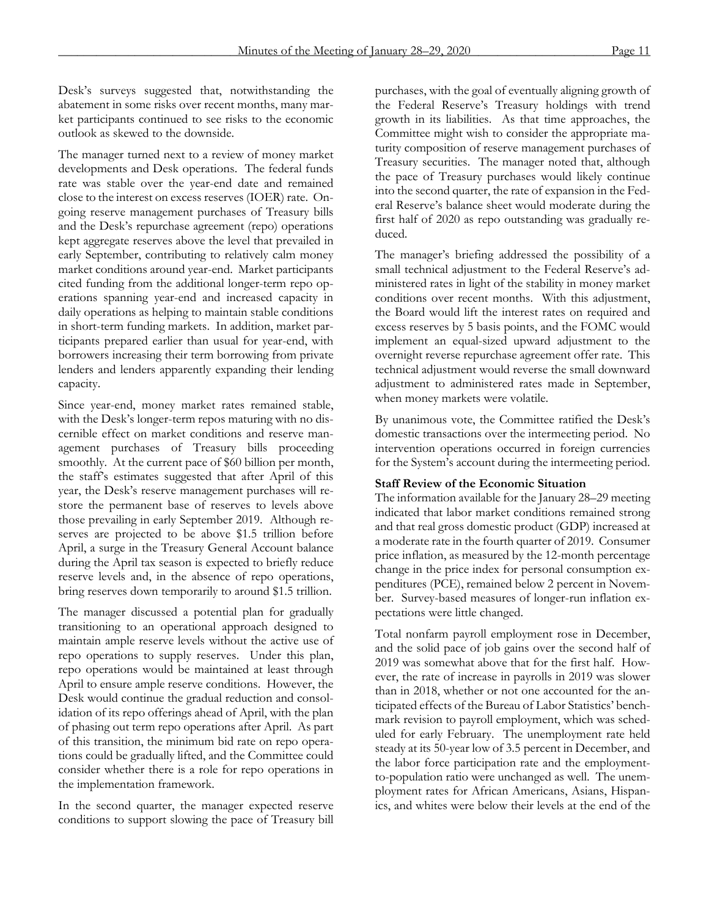Desk's surveys suggested that, notwithstanding the abatement in some risks over recent months, many market participants continued to see risks to the economic outlook as skewed to the downside.

The manager turned next to a review of money market developments and Desk operations. The federal funds rate was stable over the year-end date and remained close to the interest on excess reserves (IOER) rate. Ongoing reserve management purchases of Treasury bills and the Desk's repurchase agreement (repo) operations kept aggregate reserves above the level that prevailed in early September, contributing to relatively calm money market conditions around year-end. Market participants cited funding from the additional longer-term repo operations spanning year-end and increased capacity in daily operations as helping to maintain stable conditions in short-term funding markets. In addition, market participants prepared earlier than usual for year-end, with borrowers increasing their term borrowing from private lenders and lenders apparently expanding their lending capacity.

Since year-end, money market rates remained stable, with the Desk's longer-term repos maturing with no discernible effect on market conditions and reserve management purchases of Treasury bills proceeding smoothly. At the current pace of $60 billion per month, the staff's estimates suggested that after April of this year, the Desk's reserve management purchases will restore the permanent base of reserves to levels above those prevailing in early September 2019. Although reserves are projected to be above $1.5 trillion before April, a surge in the Treasury General Account balance during the April tax season is expected to briefly reduce reserve levels and, in the absence of repo operations, bring reserves down temporarily to around $1.5 trillion.

The manager discussed a potential plan for gradually transitioning to an operational approach designed to maintain ample reserve levels without the active use of repo operations to supply reserves. Under this plan, repo operations would be maintained at least through April to ensure ample reserve conditions. However, the Desk would continue the gradual reduction and consolidation of its repo offerings ahead of April, with the plan of phasing out term repo operations after April. As part of this transition, the minimum bid rate on repo operations could be gradually lifted, and the Committee could consider whether there is a role for repo operations in the implementation framework.

In the second quarter, the manager expected reserve conditions to support slowing the pace of Treasury bill purchases, with the goal of eventually aligning growth of the Federal Reserve's Treasury holdings with trend growth in its liabilities. As that time approaches, the Committee might wish to consider the appropriate maturity composition of reserve management purchases of Treasury securities. The manager noted that, although the pace of Treasury purchases would likely continue into the second quarter, the rate of expansion in the Federal Reserve's balance sheet would moderate during the first half of 2020 as repo outstanding was gradually reduced.

The manager's briefing addressed the possibility of a small technical adjustment to the Federal Reserve's administered rates in light of the stability in money market conditions over recent months. With this adjustment, the Board would lift the interest rates on required and excess reserves by 5 basis points, and the FOMC would implement an equal-sized upward adjustment to the overnight reverse repurchase agreement offer rate. This technical adjustment would reverse the small downward adjustment to administered rates made in September, when money markets were volatile.

By unanimous vote, the Committee ratified the Desk's domestic transactions over the intermeeting period. No intervention operations occurred in foreign currencies for the System's account during the intermeeting period.

**Staff Review of the Economic Situation**

The information available for the January 28–29 meeting indicated that labor market conditions remained strong and that real gross domestic product (GDP) increased at a moderate rate in the fourth quarter of 2019. Consumer price inflation, as measured by the 12-month percentage change in the price index for personal consumption expenditures (PCE), remained below 2 percent in November. Survey-based measures of longer-run inflation expectations were little changed.

Total nonfarm payroll employment rose in December, and the solid pace of job gains over the second half of 2019 was somewhat above that for the first half. However, the rate of increase in payrolls in 2019 was slower than in 2018, whether or not one accounted for the anticipated effects of the Bureau of Labor Statistics' benchmark revision to payroll employment, which was scheduled for early February. The unemployment rate held steady at its 50-year low of 3.5 percent in December, and the labor force participation rate and the employment-to-population ratio were unchanged as well. The unemployment rates for African Americans, Asians, Hispanics, and whites were below their levels at the end of the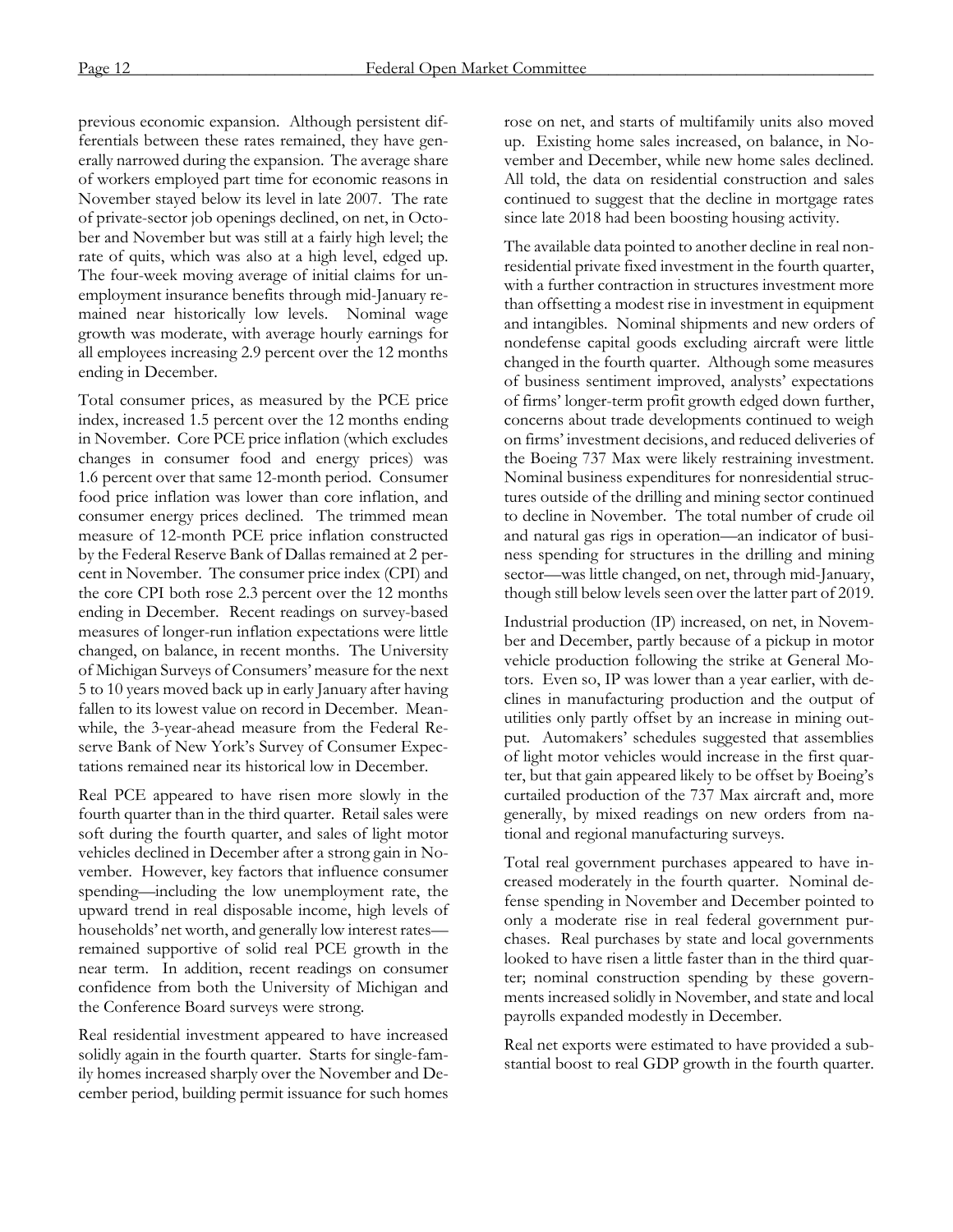previous economic expansion. Although persistent differentials between these rates remained, they have generally narrowed during the expansion. The average share of workers employed part time for economic reasons in November stayed below its level in late 2007. The rate of private-sector job openings declined, on net, in October and November but was still at a fairly high level; the rate of quits, which was also at a high level, edged up. The four-week moving average of initial claims for unemployment insurance benefits through mid-January remained near historically low levels. Nominal wage growth was moderate, with average hourly earnings for all employees increasing 2.9 percent over the 12 months ending in December.

Total consumer prices, as measured by the PCE price index, increased 1.5 percent over the 12 months ending in November. Core PCE price inflation (which excludes changes in consumer food and energy prices) was 1.6 percent over that same 12-month period. Consumer food price inflation was lower than core inflation, and consumer energy prices declined. The trimmed mean measure of 12-month PCE price inflation constructed by the Federal Reserve Bank of Dallas remained at 2 percent in November. The consumer price index (CPI) and the core CPI both rose 2.3 percent over the 12 months ending in December. Recent readings on survey-based measures of longer-run inflation expectations were little changed, on balance, in recent months. The University of Michigan Surveys of Consumers' measure for the next 5 to 10 years moved back up in early January after having fallen to its lowest value on record in December. Meanwhile, the 3-year-ahead measure from the Federal Reserve Bank of New York's Survey of Consumer Expectations remained near its historical low in December.

Real PCE appeared to have risen more slowly in the fourth quarter than in the third quarter. Retail sales were soft during the fourth quarter, and sales of light motor vehicles declined in December after a strong gain in November. However, key factors that influence consumer spending—including the low unemployment rate, the upward trend in real disposable income, high levels of households' net worth, and generally low interest rates—remained supportive of solid real PCE growth in the near term. In addition, recent readings on consumer confidence from both the University of Michigan and the Conference Board surveys were strong.

Real residential investment appeared to have increased solidly again in the fourth quarter. Starts for single-family homes increased sharply over the November and December period, building permit issuance for such homes rose on net, and starts of multifamily units also moved up. Existing home sales increased, on balance, in November and December, while new home sales declined. All told, the data on residential construction and sales continued to suggest that the decline in mortgage rates since late 2018 had been boosting housing activity.

The available data pointed to another decline in real nonresidential private fixed investment in the fourth quarter, with a further contraction in structures investment more than offsetting a modest rise in investment in equipment and intangibles. Nominal shipments and new orders of nondefense capital goods excluding aircraft were little changed in the fourth quarter. Although some measures of business sentiment improved, analysts' expectations of firms' longer-term profit growth edged down further, concerns about trade developments continued to weigh on firms' investment decisions, and reduced deliveries of the Boeing 737 Max were likely restraining investment. Nominal business expenditures for nonresidential structures outside of the drilling and mining sector continued to decline in November. The total number of crude oil and natural gas rigs in operation—an indicator of business spending for structures in the drilling and mining sector—was little changed, on net, through mid-January, though still below levels seen over the latter part of 2019.

Industrial production (IP) increased, on net, in November and December, partly because of a pickup in motor vehicle production following the strike at General Motors. Even so, IP was lower than a year earlier, with declines in manufacturing production and the output of utilities only partly offset by an increase in mining output. Automakers' schedules suggested that assemblies of light motor vehicles would increase in the first quarter, but that gain appeared likely to be offset by Boeing's curtailed production of the 737 Max aircraft and, more generally, by mixed readings on new orders from national and regional manufacturing surveys.

Total real government purchases appeared to have increased moderately in the fourth quarter. Nominal defense spending in November and December pointed to only a moderate rise in real federal government purchases. Real purchases by state and local governments looked to have risen a little faster than in the third quarter; nominal construction spending by these governments increased solidly in November, and state and local payrolls expanded modestly in December.

Real net exports were estimated to have provided a substantial boost to real GDP growth in the fourth quarter.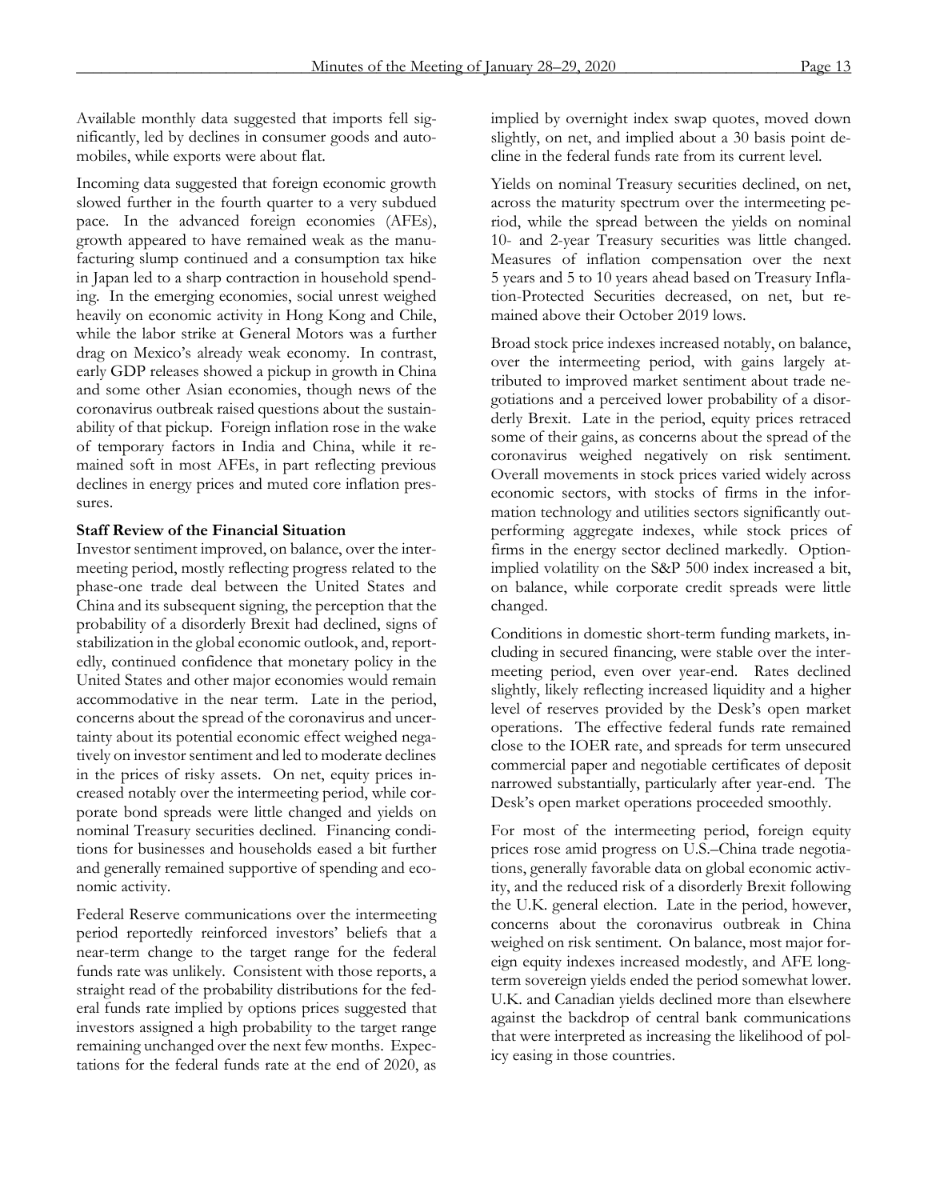Available monthly data suggested that imports fell significantly, led by declines in consumer goods and automobiles, while exports were about flat.

Incoming data suggested that foreign economic growth slowed further in the fourth quarter to a very subdued pace. In the advanced foreign economies (AFEs), growth appeared to have remained weak as the manufacturing slump continued and a consumption tax hike in Japan led to a sharp contraction in household spending. In the emerging economies, social unrest weighed heavily on economic activity in Hong Kong and Chile, while the labor strike at General Motors was a further drag on Mexico's already weak economy. In contrast, early GDP releases showed a pickup in growth in China and some other Asian economies, though news of the coronavirus outbreak raised questions about the sustainability of that pickup. Foreign inflation rose in the wake of temporary factors in India and China, while it remained soft in most AFEs, in part reflecting previous declines in energy prices and muted core inflation pressures.

**Staff Review of the Financial Situation**

Investor sentiment improved, on balance, over the intermeeting period, mostly reflecting progress related to the phase-one trade deal between the United States and China and its subsequent signing, the perception that the probability of a disorderly Brexit had declined, signs of stabilization in the global economic outlook, and, reportedly, continued confidence that monetary policy in the United States and other major economies would remain accommodative in the near term. Late in the period, concerns about the spread of the coronavirus and uncertainty about its potential economic effect weighed negatively on investor sentiment and led to moderate declines in the prices of risky assets. On net, equity prices increased notably over the intermeeting period, while corporate bond spreads were little changed and yields on nominal Treasury securities declined. Financing conditions for businesses and households eased a bit further and generally remained supportive of spending and economic activity.

Federal Reserve communications over the intermeeting period reportedly reinforced investors' beliefs that a near-term change to the target range for the federal funds rate was unlikely. Consistent with those reports, a straight read of the probability distributions for the federal funds rate implied by options prices suggested that investors assigned a high probability to the target range remaining unchanged over the next few months. Expectations for the federal funds rate at the end of 2020, as implied by overnight index swap quotes, moved down slightly, on net, and implied about a 30 basis point decline in the federal funds rate from its current level.

Yields on nominal Treasury securities declined, on net, across the maturity spectrum over the intermeeting period, while the spread between the yields on nominal 10- and 2-year Treasury securities was little changed. Measures of inflation compensation over the next 5 years and 5 to 10 years ahead based on Treasury Inflation-Protected Securities decreased, on net, but remained above their October 2019 lows.

Broad stock price indexes increased notably, on balance, over the intermeeting period, with gains largely attributed to improved market sentiment about trade negotiations and a perceived lower probability of a disorderly Brexit. Late in the period, equity prices retraced some of their gains, as concerns about the spread of the coronavirus weighed negatively on risk sentiment. Overall movements in stock prices varied widely across economic sectors, with stocks of firms in the information technology and utilities sectors significantly outperforming aggregate indexes, while stock prices of firms in the energy sector declined markedly. Option-implied volatility on the S&P 500 index increased a bit, on balance, while corporate credit spreads were little changed.

Conditions in domestic short-term funding markets, including in secured financing, were stable over the intermeeting period, even over year-end. Rates declined slightly, likely reflecting increased liquidity and a higher level of reserves provided by the Desk's open market operations. The effective federal funds rate remained close to the IOER rate, and spreads for term unsecured commercial paper and negotiable certificates of deposit narrowed substantially, particularly after year-end. The Desk's open market operations proceeded smoothly.

For most of the intermeeting period, foreign equity prices rose amid progress on U.S.–China trade negotiations, generally favorable data on global economic activity, and the reduced risk of a disorderly Brexit following the U.K. general election. Late in the period, however, concerns about the coronavirus outbreak in China weighed on risk sentiment. On balance, most major foreign equity indexes increased modestly, and AFE long-term sovereign yields ended the period somewhat lower. U.K. and Canadian yields declined more than elsewhere against the backdrop of central bank communications that were interpreted as increasing the likelihood of policy easing in those countries.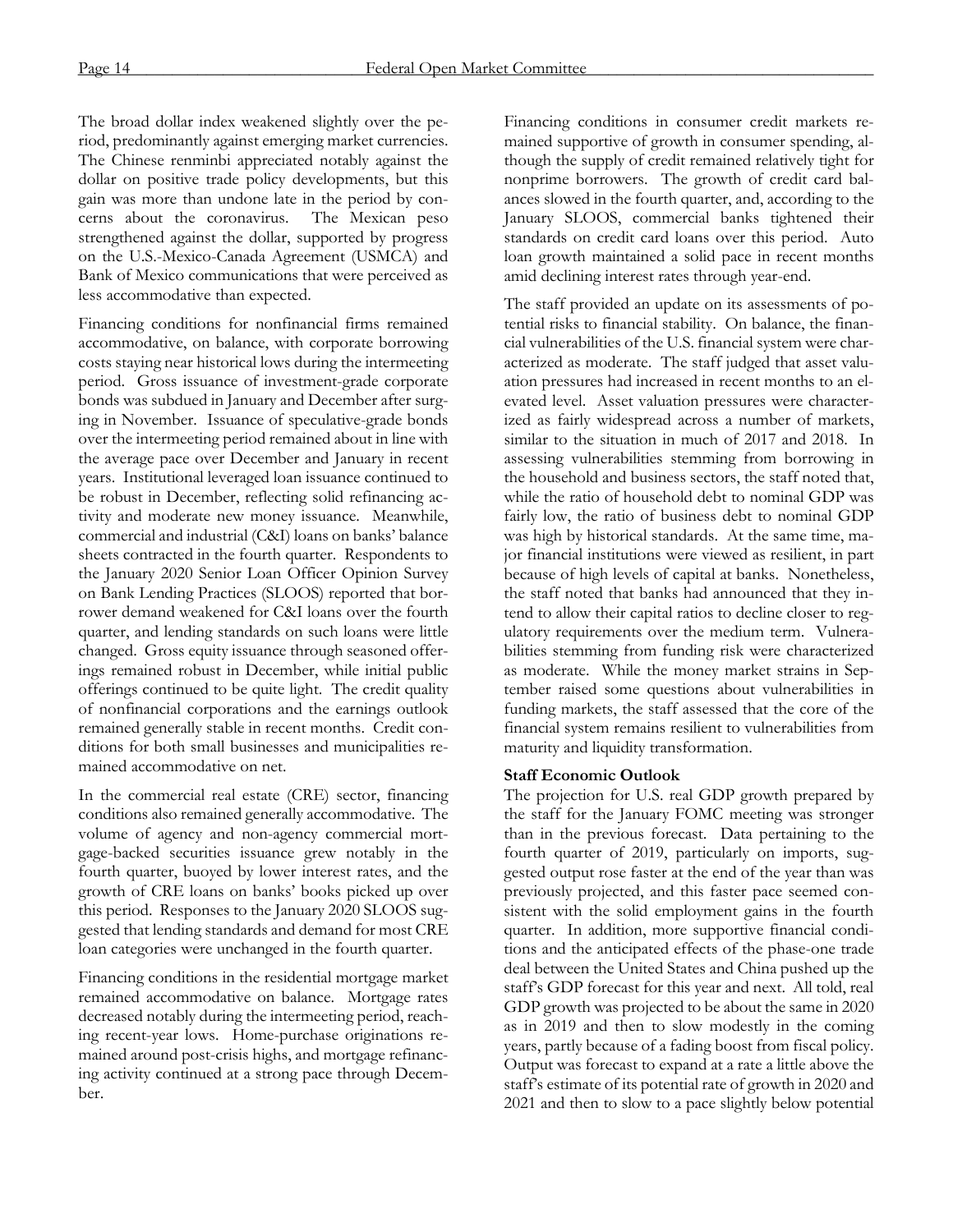The broad dollar index weakened slightly over the period, predominantly against emerging market currencies. The Chinese renminbi appreciated notably against the dollar on positive trade policy developments, but this gain was more than undone late in the period by concerns about the coronavirus. The Mexican peso strengthened against the dollar, supported by progress on the U.S.-Mexico-Canada Agreement (USMCA) and Bank of Mexico communications that were perceived as less accommodative than expected.

Financing conditions for nonfinancial firms remained accommodative, on balance, with corporate borrowing costs staying near historical lows during the intermeeting period. Gross issuance of investment-grade corporate bonds was subdued in January and December after surging in November. Issuance of speculative-grade bonds over the intermeeting period remained about in line with the average pace over December and January in recent years. Institutional leveraged loan issuance continued to be robust in December, reflecting solid refinancing activity and moderate new money issuance. Meanwhile, commercial and industrial (C&I) loans on banks' balance sheets contracted in the fourth quarter. Respondents to the January 2020 Senior Loan Officer Opinion Survey on Bank Lending Practices (SLOOS) reported that borrower demand weakened for C&I loans over the fourth quarter, and lending standards on such loans were little changed. Gross equity issuance through seasoned offerings remained robust in December, while initial public offerings continued to be quite light. The credit quality of nonfinancial corporations and the earnings outlook remained generally stable in recent months. Credit conditions for both small businesses and municipalities remained accommodative on net.

In the commercial real estate (CRE) sector, financing conditions also remained generally accommodative. The volume of agency and non-agency commercial mortgage-backed securities issuance grew notably in the fourth quarter, buoyed by lower interest rates, and the growth of CRE loans on banks' books picked up over this period. Responses to the January 2020 SLOOS suggested that lending standards and demand for most CRE loan categories were unchanged in the fourth quarter.

Financing conditions in the residential mortgage market remained accommodative on balance. Mortgage rates decreased notably during the intermeeting period, reaching recent-year lows. Home-purchase originations remained around post-crisis highs, and mortgage refinancing activity continued at a strong pace through December.

Financing conditions in consumer credit markets remained supportive of growth in consumer spending, although the supply of credit remained relatively tight for nonprime borrowers. The growth of credit card balances slowed in the fourth quarter, and, according to the January SLOOS, commercial banks tightened their standards on credit card loans over this period. Auto loan growth maintained a solid pace in recent months amid declining interest rates through year-end.

The staff provided an update on its assessments of potential risks to financial stability. On balance, the financial vulnerabilities of the U.S. financial system were characterized as moderate. The staff judged that asset valuation pressures had increased in recent months to an elevated level. Asset valuation pressures were characterized as fairly widespread across a number of markets, similar to the situation in much of 2017 and 2018. In assessing vulnerabilities stemming from borrowing in the household and business sectors, the staff noted that, while the ratio of household debt to nominal GDP was fairly low, the ratio of business debt to nominal GDP was high by historical standards. At the same time, major financial institutions were viewed as resilient, in part because of high levels of capital at banks. Nonetheless, the staff noted that banks had announced that they intend to allow their capital ratios to decline closer to regulatory requirements over the medium term. Vulnerabilities stemming from funding risk were characterized as moderate. While the money market strains in September raised some questions about vulnerabilities in funding markets, the staff assessed that the core of the financial system remains resilient to vulnerabilities from maturity and liquidity transformation.

**Staff Economic Outlook**

The projection for U.S. real GDP growth prepared by the staff for the January FOMC meeting was stronger than in the previous forecast. Data pertaining to the fourth quarter of 2019, particularly on imports, suggested output rose faster at the end of the year than was previously projected, and this faster pace seemed consistent with the solid employment gains in the fourth quarter. In addition, more supportive financial conditions and the anticipated effects of the phase-one trade deal between the United States and China pushed up the staff's GDP forecast for this year and next. All told, real GDP growth was projected to be about the same in 2020 as in 2019 and then to slow modestly in the coming years, partly because of a fading boost from fiscal policy. Output was forecast to expand at a rate a little above the staff's estimate of its potential rate of growth in 2020 and 2021 and then to slow to a pace slightly below potential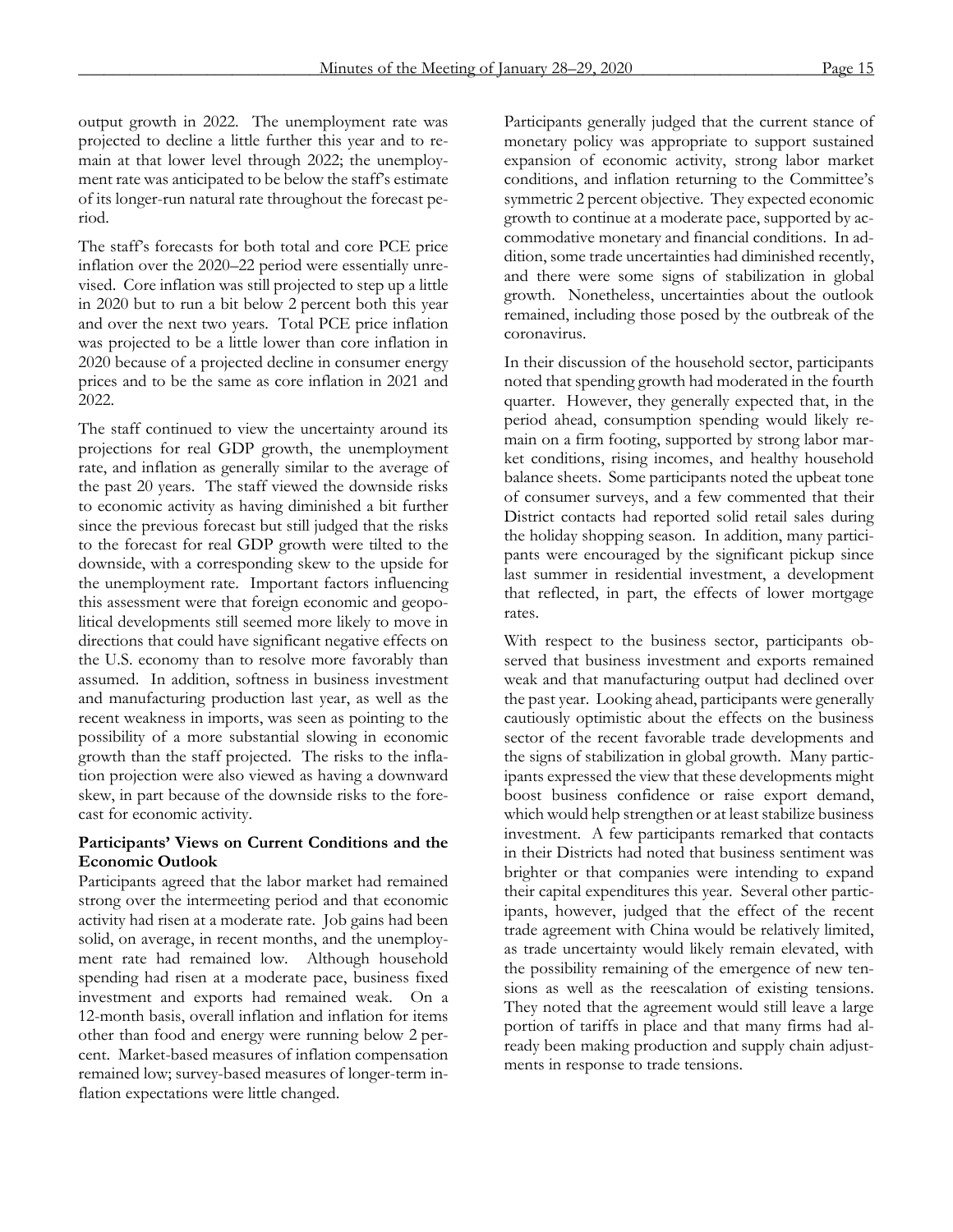output growth in 2022. The unemployment rate was projected to decline a little further this year and to remain at that lower level through 2022; the unemployment rate was anticipated to be below the staff's estimate of its longer-run natural rate throughout the forecast period.

The staff's forecasts for both total and core PCE price inflation over the 2020–22 period were essentially unrevised. Core inflation was still projected to step up a little in 2020 but to run a bit below 2 percent both this year and over the next two years. Total PCE price inflation was projected to be a little lower than core inflation in 2020 because of a projected decline in consumer energy prices and to be the same as core inflation in 2021 and 2022.

The staff continued to view the uncertainty around its projections for real GDP growth, the unemployment rate, and inflation as generally similar to the average of the past 20 years. The staff viewed the downside risks to economic activity as having diminished a bit further since the previous forecast but still judged that the risks to the forecast for real GDP growth were tilted to the downside, with a corresponding skew to the upside for the unemployment rate. Important factors influencing this assessment were that foreign economic and geopolitical developments still seemed more likely to move in directions that could have significant negative effects on the U.S. economy than to resolve more favorably than assumed. In addition, softness in business investment and manufacturing production last year, as well as the recent weakness in imports, was seen as pointing to the possibility of a more substantial slowing in economic growth than the staff projected. The risks to the inflation projection were also viewed as having a downward skew, in part because of the downside risks to the forecast for economic activity.

**Participants' Views on Current Conditions and the Economic Outlook**

Participants agreed that the labor market had remained strong over the intermeeting period and that economic activity had risen at a moderate rate. Job gains had been solid, on average, in recent months, and the unemployment rate had remained low. Although household spending had risen at a moderate pace, business fixed investment and exports had remained weak. On a 12-month basis, overall inflation and inflation for items other than food and energy were running below 2 percent. Market-based measures of inflation compensation remained low; survey-based measures of longer-term inflation expectations were little changed.

Participants generally judged that the current stance of monetary policy was appropriate to support sustained expansion of economic activity, strong labor market conditions, and inflation returning to the Committee's symmetric 2 percent objective. They expected economic growth to continue at a moderate pace, supported by accommodative monetary and financial conditions. In addition, some trade uncertainties had diminished recently, and there were some signs of stabilization in global growth. Nonetheless, uncertainties about the outlook remained, including those posed by the outbreak of the coronavirus.

In their discussion of the household sector, participants noted that spending growth had moderated in the fourth quarter. However, they generally expected that, in the period ahead, consumption spending would likely remain on a firm footing, supported by strong labor market conditions, rising incomes, and healthy household balance sheets. Some participants noted the upbeat tone of consumer surveys, and a few commented that their District contacts had reported solid retail sales during the holiday shopping season. In addition, many participants were encouraged by the significant pickup since last summer in residential investment, a development that reflected, in part, the effects of lower mortgage rates.

With respect to the business sector, participants observed that business investment and exports remained weak and that manufacturing output had declined over the past year. Looking ahead, participants were generally cautiously optimistic about the effects on the business sector of the recent favorable trade developments and the signs of stabilization in global growth. Many participants expressed the view that these developments might boost business confidence or raise export demand, which would help strengthen or at least stabilize business investment. A few participants remarked that contacts in their Districts had noted that business sentiment was brighter or that companies were intending to expand their capital expenditures this year. Several other participants, however, judged that the effect of the recent trade agreement with China would be relatively limited, as trade uncertainty would likely remain elevated, with the possibility remaining of the emergence of new tensions as well as the reescalation of existing tensions. They noted that the agreement would still leave a large portion of tariffs in place and that many firms had already been making production and supply chain adjustments in response to trade tensions.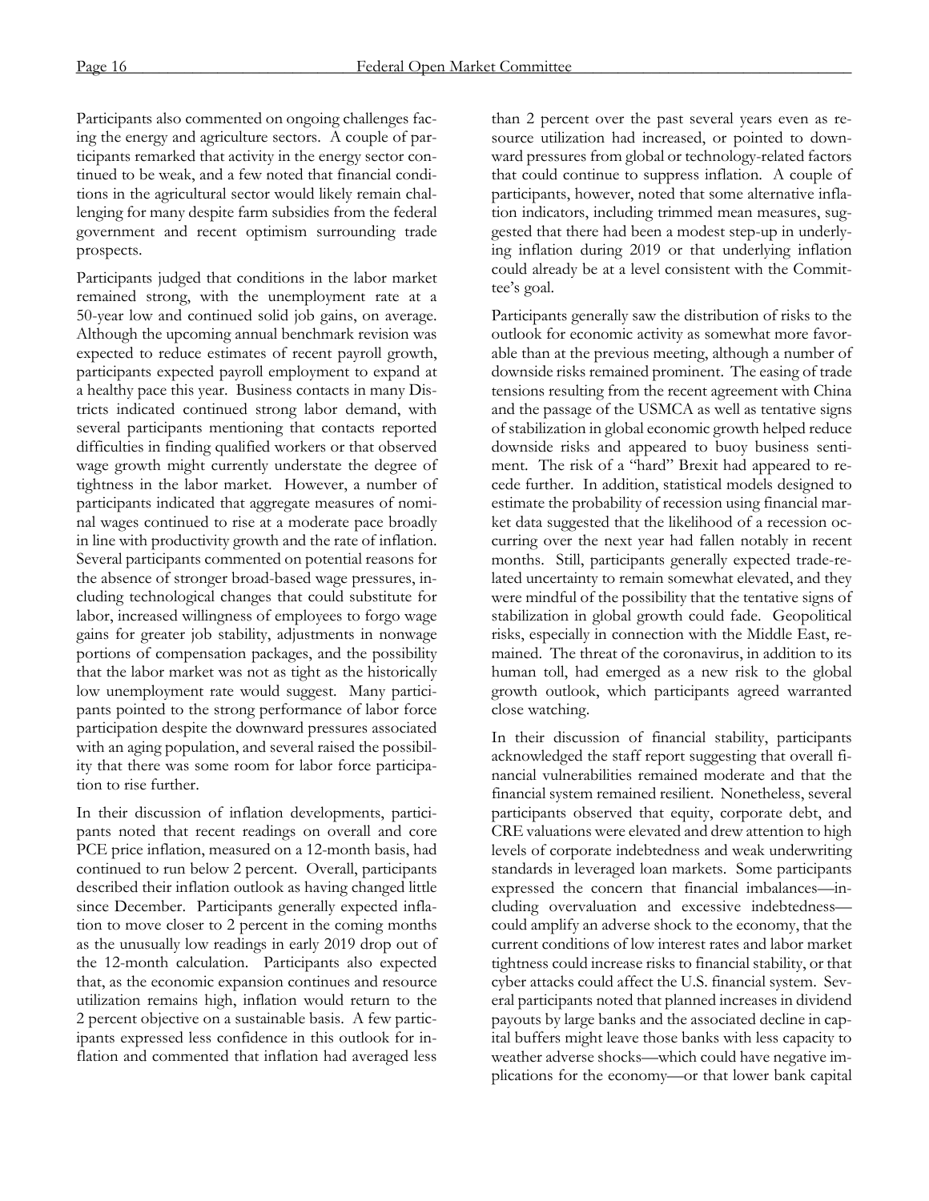Participants also commented on ongoing challenges facing the energy and agriculture sectors. A couple of participants remarked that activity in the energy sector continued to be weak, and a few noted that financial conditions in the agricultural sector would likely remain challenging for many despite farm subsidies from the federal government and recent optimism surrounding trade prospects.

Participants judged that conditions in the labor market remained strong, with the unemployment rate at a 50-year low and continued solid job gains, on average. Although the upcoming annual benchmark revision was expected to reduce estimates of recent payroll growth, participants expected payroll employment to expand at a healthy pace this year. Business contacts in many Districts indicated continued strong labor demand, with several participants mentioning that contacts reported difficulties in finding qualified workers or that observed wage growth might currently understate the degree of tightness in the labor market. However, a number of participants indicated that aggregate measures of nominal wages continued to rise at a moderate pace broadly in line with productivity growth and the rate of inflation. Several participants commented on potential reasons for the absence of stronger broad-based wage pressures, including technological changes that could substitute for labor, increased willingness of employees to forgo wage gains for greater job stability, adjustments in nonwage portions of compensation packages, and the possibility that the labor market was not as tight as the historically low unemployment rate would suggest. Many participants pointed to the strong performance of labor force participation despite the downward pressures associated with an aging population, and several raised the possibility that there was some room for labor force participation to rise further.

In their discussion of inflation developments, participants noted that recent readings on overall and core PCE price inflation, measured on a 12-month basis, had continued to run below 2 percent. Overall, participants described their inflation outlook as having changed little since December. Participants generally expected inflation to move closer to 2 percent in the coming months as the unusually low readings in early 2019 drop out of the 12-month calculation. Participants also expected that, as the economic expansion continues and resource utilization remains high, inflation would return to the 2 percent objective on a sustainable basis. A few participants expressed less confidence in this outlook for inflation and commented that inflation had averaged less than 2 percent over the past several years even as resource utilization had increased, or pointed to downward pressures from global or technology-related factors that could continue to suppress inflation. A couple of participants, however, noted that some alternative inflation indicators, including trimmed mean measures, suggested that there had been a modest step-up in underlying inflation during 2019 or that underlying inflation could already be at a level consistent with the Committee's goal.

Participants generally saw the distribution of risks to the outlook for economic activity as somewhat more favorable than at the previous meeting, although a number of downside risks remained prominent. The easing of trade tensions resulting from the recent agreement with China and the passage of the USMCA as well as tentative signs of stabilization in global economic growth helped reduce downside risks and appeared to buoy business sentiment. The risk of a "hard" Brexit had appeared to recede further. In addition, statistical models designed to estimate the probability of recession using financial market data suggested that the likelihood of a recession occurring over the next year had fallen notably in recent months. Still, participants generally expected trade-related uncertainty to remain somewhat elevated, and they were mindful of the possibility that the tentative signs of stabilization in global growth could fade. Geopolitical risks, especially in connection with the Middle East, remained. The threat of the coronavirus, in addition to its human toll, had emerged as a new risk to the global growth outlook, which participants agreed warranted close watching.

In their discussion of financial stability, participants acknowledged the staff report suggesting that overall financial vulnerabilities remained moderate and that the financial system remained resilient. Nonetheless, several participants observed that equity, corporate debt, and CRE valuations were elevated and drew attention to high levels of corporate indebtedness and weak underwriting standards in leveraged loan markets. Some participants expressed the concern that financial imbalances—including overvaluation and excessive indebtedness—could amplify an adverse shock to the economy, that the current conditions of low interest rates and labor market tightness could increase risks to financial stability, or that cyber attacks could affect the U.S. financial system. Several participants noted that planned increases in dividend payouts by large banks and the associated decline in capital buffers might leave those banks with less capacity to weather adverse shocks—which could have negative implications for the economy—or that lower bank capital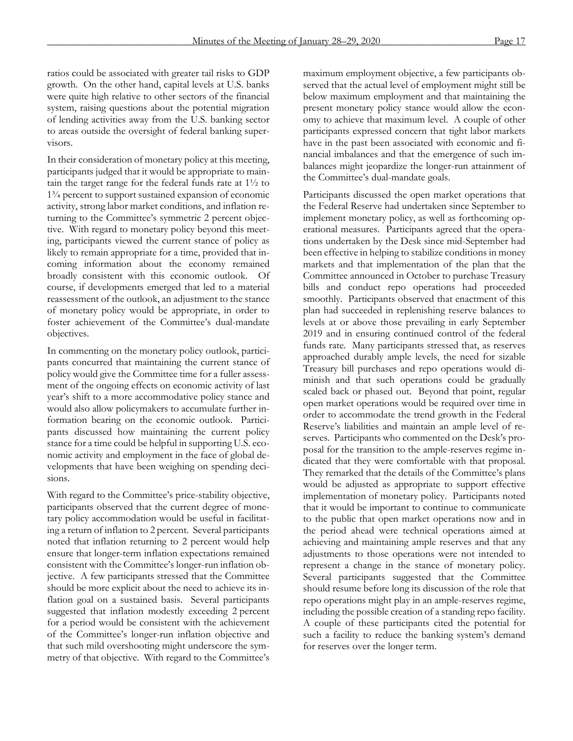ratios could be associated with greater tail risks to GDP growth. On the other hand, capital levels at U.S. banks were quite high relative to other sectors of the financial system, raising questions about the potential migration of lending activities away from the U.S. banking sector to areas outside the oversight of federal banking supervisors.

In their consideration of monetary policy at this meeting, participants judged that it would be appropriate to maintain the target range for the federal funds rate at 1½ to 1¾ percent to support sustained expansion of economic activity, strong labor market conditions, and inflation returning to the Committee's symmetric 2 percent objective. With regard to monetary policy beyond this meeting, participants viewed the current stance of policy as likely to remain appropriate for a time, provided that incoming information about the economy remained broadly consistent with this economic outlook. Of course, if developments emerged that led to a material reassessment of the outlook, an adjustment to the stance of monetary policy would be appropriate, in order to foster achievement of the Committee's dual-mandate objectives.

In commenting on the monetary policy outlook, participants concurred that maintaining the current stance of policy would give the Committee time for a fuller assessment of the ongoing effects on economic activity of last year's shift to a more accommodative policy stance and would also allow policymakers to accumulate further information bearing on the economic outlook. Participants discussed how maintaining the current policy stance for a time could be helpful in supporting U.S. economic activity and employment in the face of global developments that have been weighing on spending decisions.

With regard to the Committee's price-stability objective, participants observed that the current degree of monetary policy accommodation would be useful in facilitating a return of inflation to 2 percent. Several participants noted that inflation returning to 2 percent would help ensure that longer-term inflation expectations remained consistent with the Committee's longer-run inflation objective. A few participants stressed that the Committee should be more explicit about the need to achieve its inflation goal on a sustained basis. Several participants suggested that inflation modestly exceeding 2 percent for a period would be consistent with the achievement of the Committee's longer-run inflation objective and that such mild overshooting might underscore the symmetry of that objective. With regard to the Committee's maximum employment objective, a few participants observed that the actual level of employment might still be below maximum employment and that maintaining the present monetary policy stance would allow the economy to achieve that maximum level. A couple of other participants expressed concern that tight labor markets have in the past been associated with economic and financial imbalances and that the emergence of such imbalances might jeopardize the longer-run attainment of the Committee's dual-mandate goals.

Participants discussed the open market operations that the Federal Reserve had undertaken since September to implement monetary policy, as well as forthcoming operational measures. Participants agreed that the operations undertaken by the Desk since mid-September had been effective in helping to stabilize conditions in money markets and that implementation of the plan that the Committee announced in October to purchase Treasury bills and conduct repo operations had proceeded smoothly. Participants observed that enactment of this plan had succeeded in replenishing reserve balances to levels at or above those prevailing in early September 2019 and in ensuring continued control of the federal funds rate. Many participants stressed that, as reserves approached durably ample levels, the need for sizable Treasury bill purchases and repo operations would diminish and that such operations could be gradually scaled back or phased out. Beyond that point, regular open market operations would be required over time in order to accommodate the trend growth in the Federal Reserve's liabilities and maintain an ample level of reserves. Participants who commented on the Desk's proposal for the transition to the ample-reserves regime indicated that they were comfortable with that proposal. They remarked that the details of the Committee's plans would be adjusted as appropriate to support effective implementation of monetary policy. Participants noted that it would be important to continue to communicate to the public that open market operations now and in the period ahead were technical operations aimed at achieving and maintaining ample reserves and that any adjustments to those operations were not intended to represent a change in the stance of monetary policy. Several participants suggested that the Committee should resume before long its discussion of the role that repo operations might play in an ample-reserves regime, including the possible creation of a standing repo facility. A couple of these participants cited the potential for such a facility to reduce the banking system's demand for reserves over the longer term.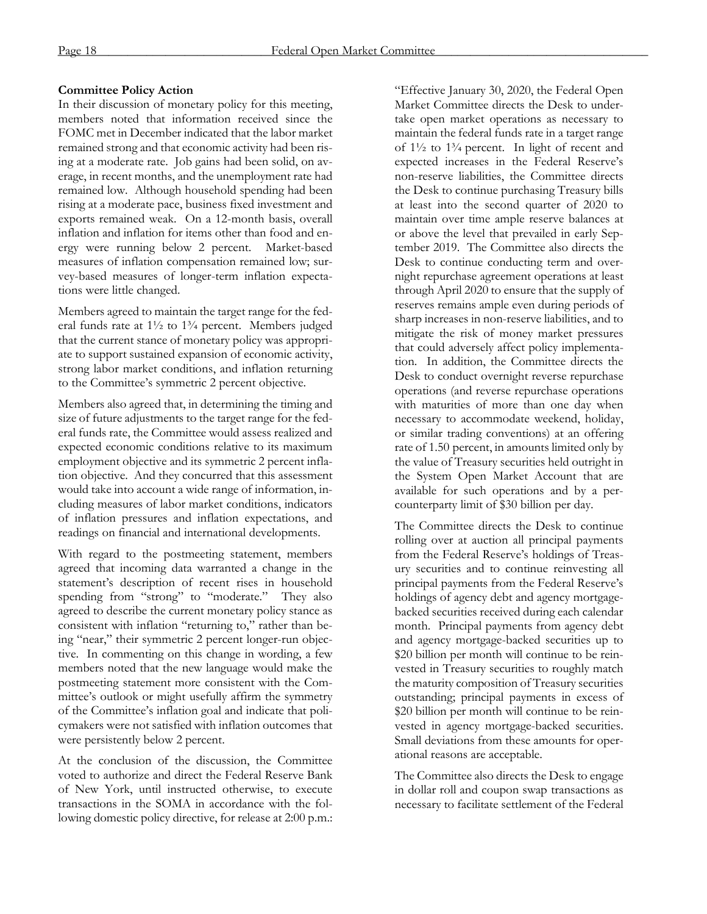**Committee Policy Action**

In their discussion of monetary policy for this meeting, members noted that information received since the FOMC met in December indicated that the labor market remained strong and that economic activity had been rising at a moderate rate. Job gains had been solid, on average, in recent months, and the unemployment rate had remained low. Although household spending had been rising at a moderate pace, business fixed investment and exports remained weak. On a 12-month basis, overall inflation and inflation for items other than food and energy were running below 2 percent. Market-based measures of inflation compensation remained low; survey-based measures of longer-term inflation expectations were little changed.

Members agreed to maintain the target range for the federal funds rate at 1½ to 1¾ percent. Members judged that the current stance of monetary policy was appropriate to support sustained expansion of economic activity, strong labor market conditions, and inflation returning to the Committee's symmetric 2 percent objective.

Members also agreed that, in determining the timing and size of future adjustments to the target range for the federal funds rate, the Committee would assess realized and expected economic conditions relative to its maximum employment objective and its symmetric 2 percent inflation objective. And they concurred that this assessment would take into account a wide range of information, including measures of labor market conditions, indicators of inflation pressures and inflation expectations, and readings on financial and international developments.

With regard to the postmeeting statement, members agreed that incoming data warranted a change in the statement's description of recent rises in household spending from "strong" to "moderate." They also agreed to describe the current monetary policy stance as consistent with inflation "returning to," rather than being "near," their symmetric 2 percent longer-run objective. In commenting on this change in wording, a few members noted that the new language would make the postmeeting statement more consistent with the Committee's outlook or might usefully affirm the symmetry of the Committee's inflation goal and indicate that policymakers were not satisfied with inflation outcomes that were persistently below 2 percent.

At the conclusion of the discussion, the Committee voted to authorize and direct the Federal Reserve Bank of New York, until instructed otherwise, to execute transactions in the SOMA in accordance with the following domestic policy directive, for release at 2:00 p.m.:

"Effective January 30, 2020, the Federal Open Market Committee directs the Desk to undertake open market operations as necessary to maintain the federal funds rate in a target range of 1½ to 1¾ percent. In light of recent and expected increases in the Federal Reserve's non-reserve liabilities, the Committee directs the Desk to continue purchasing Treasury bills at least into the second quarter of 2020 to maintain over time ample reserve balances at or above the level that prevailed in early September 2019. The Committee also directs the Desk to continue conducting term and overnight repurchase agreement operations at least through April 2020 to ensure that the supply of reserves remains ample even during periods of sharp increases in non-reserve liabilities, and to mitigate the risk of money market pressures that could adversely affect policy implementation. In addition, the Committee directs the Desk to conduct overnight reverse repurchase operations (and reverse repurchase operations with maturities of more than one day when necessary to accommodate weekend, holiday, or similar trading conventions) at an offering rate of 1.50 percent, in amounts limited only by the value of Treasury securities held outright in the System Open Market Account that are available for such operations and by a per-counterparty limit of $30 billion per day.

The Committee directs the Desk to continue rolling over at auction all principal payments from the Federal Reserve's holdings of Treasury securities and to continue reinvesting all principal payments from the Federal Reserve's holdings of agency debt and agency mortgage-backed securities received during each calendar month. Principal payments from agency debt and agency mortgage-backed securities up to $20 billion per month will continue to be reinvested in Treasury securities to roughly match the maturity composition of Treasury securities outstanding; principal payments in excess of $20 billion per month will continue to be reinvested in agency mortgage-backed securities. Small deviations from these amounts for operational reasons are acceptable.

The Committee also directs the Desk to engage in dollar roll and coupon swap transactions as necessary to facilitate settlement of the Federal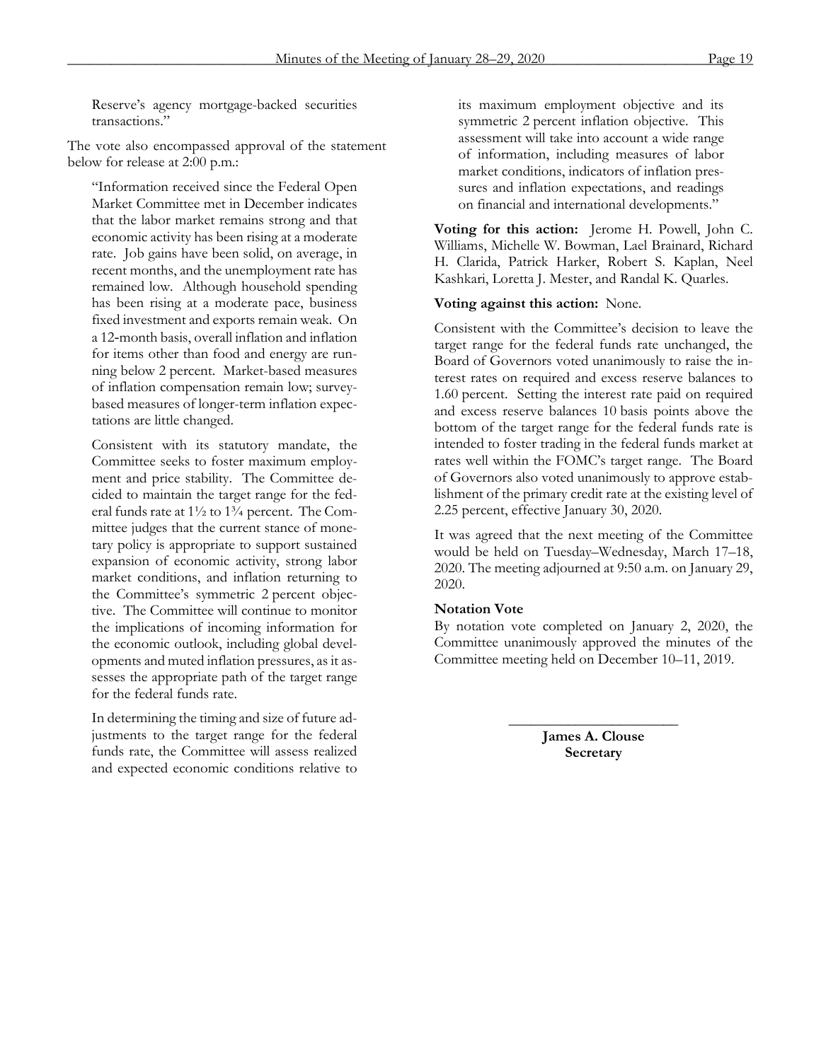Reserve's agency mortgage-backed securities transactions."

The vote also encompassed approval of the statement below for release at 2:00 p.m.:

> "Information received since the Federal Open Market Committee met in December indicates that the labor market remains strong and that economic activity has been rising at a moderate rate. Job gains have been solid, on average, in recent months, and the unemployment rate has remained low. Although household spending has been rising at a moderate pace, business fixed investment and exports remain weak. On a 12-month basis, overall inflation and inflation for items other than food and energy are running below 2 percent. Market-based measures of inflation compensation remain low; survey-based measures of longer-term inflation expectations are little changed.
>
> Consistent with its statutory mandate, the Committee seeks to foster maximum employment and price stability. The Committee decided to maintain the target range for the federal funds rate at 1½ to 1¾ percent. The Committee judges that the current stance of monetary policy is appropriate to support sustained expansion of economic activity, strong labor market conditions, and inflation returning to the Committee's symmetric 2 percent objective. The Committee will continue to monitor the implications of incoming information for the economic outlook, including global developments and muted inflation pressures, as it assesses the appropriate path of the target range for the federal funds rate.
>
> In determining the timing and size of future adjustments to the target range for the federal funds rate, the Committee will assess realized and expected economic conditions relative to its maximum employment objective and its symmetric 2 percent inflation objective. This assessment will take into account a wide range of information, including measures of labor market conditions, indicators of inflation pressures and inflation expectations, and readings on financial and international developments."

**Voting for this action:** Jerome H. Powell, John C. Williams, Michelle W. Bowman, Lael Brainard, Richard H. Clarida, Patrick Harker, Robert S. Kaplan, Neel Kashkari, Loretta J. Mester, and Randal K. Quarles.

**Voting against this action:** None.

Consistent with the Committee's decision to leave the target range for the federal funds rate unchanged, the Board of Governors voted unanimously to raise the interest rates on required and excess reserve balances to 1.60 percent. Setting the interest rate paid on required and excess reserve balances 10 basis points above the bottom of the target range for the federal funds rate is intended to foster trading in the federal funds market at rates well within the FOMC's target range. The Board of Governors also voted unanimously to approve establishment of the primary credit rate at the existing level of 2.25 percent, effective January 30, 2020.

It was agreed that the next meeting of the Committee would be held on Tuesday–Wednesday, March 17–18, 2020. The meeting adjourned at 9:50 a.m. on January 29, 2020.

**Notation Vote**

By notation vote completed on January 2, 2020, the Committee unanimously approved the minutes of the Committee meeting held on December 10–11, 2019.

_______________________

**James A. Clouse**
**Secretary**